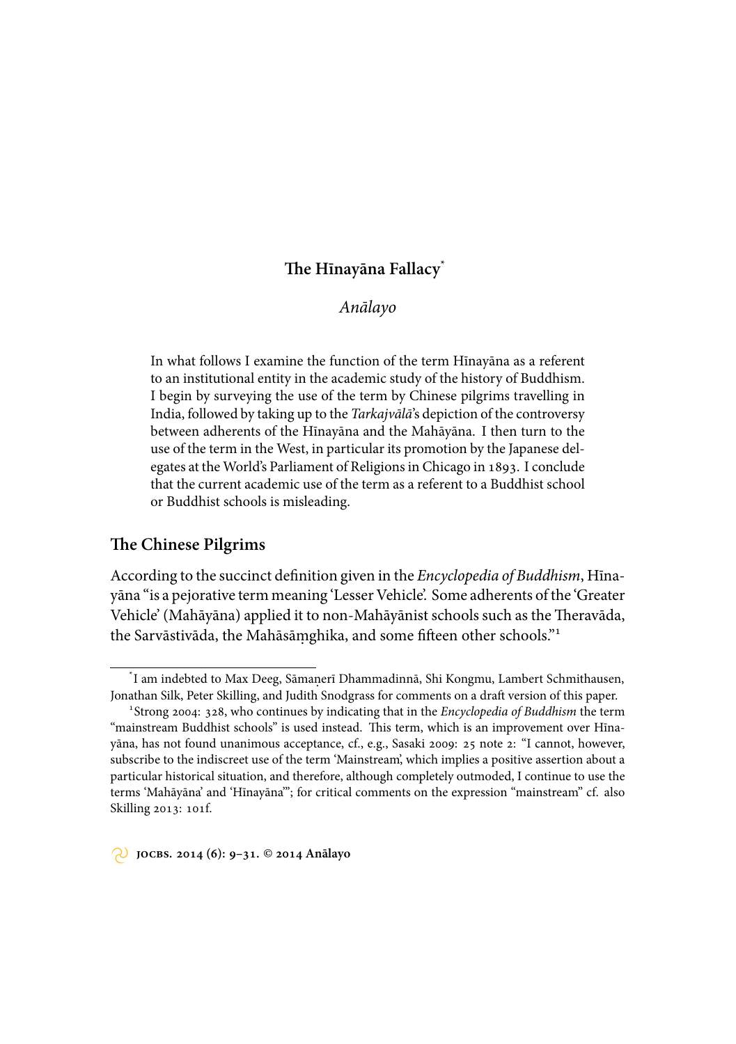# The Hīnayāna Fallacy[*]

*Anālayo*

In what follows I examine the function of the term Hīnayāna as a referent to an institutional entity in the academic study of the history of Buddhism. I begin by surveying the use of the term by Chinese pilgrims travelling in India, followed by taking up to the *Tarkajvālā*'s depiction of the controversy between adherents of the Hīnayāna and the Mahāyāna. I then turn to the use of the term in the West, in particular its promotion by the Japanese delegates at the World's Parliament of Religions in Chicago in 1893. I conclude that the current academic use of the term as a referent to a Buddhist school or Buddhist schools is misleading.

## The Chinese Pilgrims

According to the succinct definition given in the *Encyclopedia of Buddhism*, Hīnayāna "is a pejorative term meaning 'Lesser Vehicle'. Some adherents of the 'Greater Vehicle' (Mahāyāna) applied it to non-Mahāyānist schools such as the Theravāda, the Sarvāstivāda, the Mahāsāṃghika, and some fifteen other schools."[1]

---

[*] I am indebted to Max Deeg, Sāmaṇerī Dhammadinnā, Shi Kongmu, Lambert Schmithausen, Jonathan Silk, Peter Skilling, and Judith Snodgrass for comments on a draft version of this paper.

[1] Strong 2004: 328, who continues by indicating that in the *Encyclopedia of Buddhism* the term "mainstream Buddhist schools" is used instead. This term, which is an improvement over Hīnayāna, has not found unanimous acceptance, cf., e.g., Sasaki 2009: 25 note 2: "I cannot, however, subscribe to the indiscreet use of the term 'Mainstream', which implies a positive assertion about a particular historical situation, and therefore, although completely outmoded, I continue to use the terms 'Mahāyāna' and 'Hīnayāna'"; for critical comments on the expression "mainstream" cf. also Skilling 2013: 101f.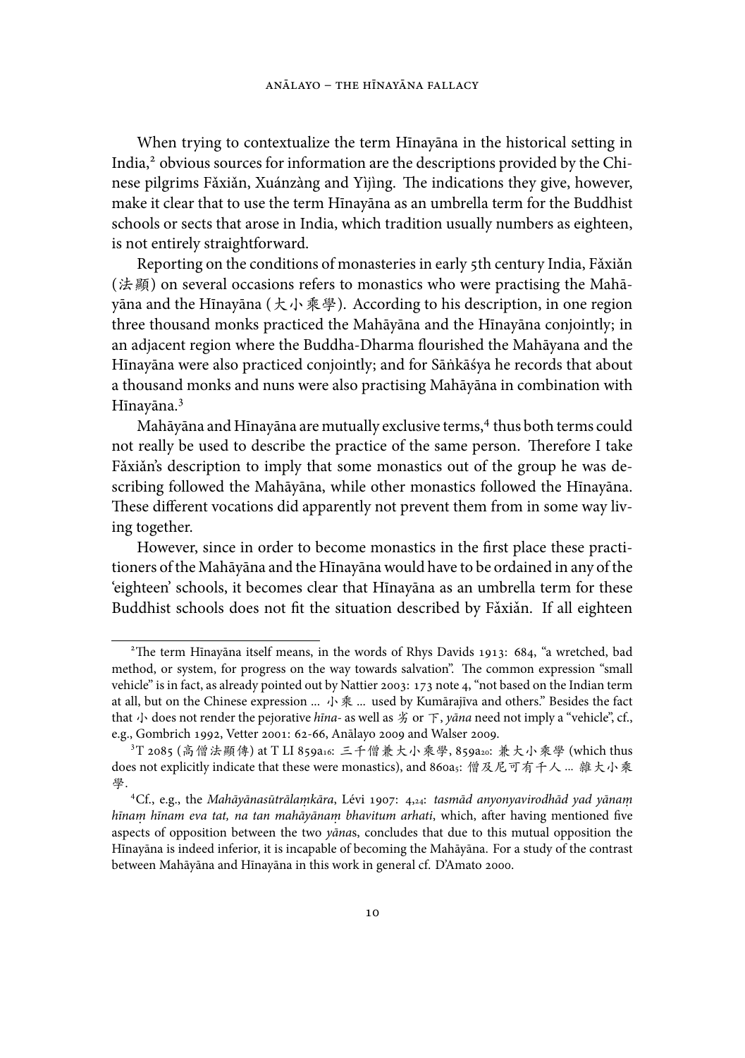When trying to contextualize the term Hīnayāna in the historical setting in India,[2] obvious sources for information are the descriptions provided by the Chinese pilgrims Fǎxiǎn, Xuánzàng and Yìjìng. The indications they give, however, make it clear that to use the term Hīnayāna as an umbrella term for the Buddhist schools or sects that arose in India, which tradition usually numbers as eighteen, is not entirely straightforward.

Reporting on the conditions of monasteries in early 5th century India, Fǎxiǎn (法顯) on several occasions refers to monastics who were practising the Mahāyāna and the Hīnayāna (大小乘學). According to his description, in one region three thousand monks practiced the Mahāyāna and the Hīnayāna conjointly; in an adjacent region where the Buddha-Dharma flourished the Mahāyana and the Hīnayāna were also practiced conjointly; and for Sāṅkāśya he records that about a thousand monks and nuns were also practising Mahāyāna in combination with Hīnayāna.[3]

Mahāyāna and Hīnayāna are mutually exclusive terms,[4] thus both terms could not really be used to describe the practice of the same person. Therefore I take Fǎxiǎn's description to imply that some monastics out of the group he was describing followed the Mahāyāna, while other monastics followed the Hīnayāna. These different vocations did apparently not prevent them from in some way living together.

However, since in order to become monastics in the first place these practitioners of the Mahāyāna and the Hīnayāna would have to be ordained in any of the 'eighteen' schools, it becomes clear that Hīnayāna as an umbrella term for these Buddhist schools does not fit the situation described by Fǎxiǎn. If all eighteen

---

[2] The term Hīnayāna itself means, in the words of Rhys Davids 1913: 684, "a wretched, bad method, or system, for progress on the way towards salvation". The common expression "small vehicle" is in fact, as already pointed out by Nattier 2003: 173 note 4, "not based on the Indian term at all, but on the Chinese expression ... 小乘 ... used by Kumārajīva and others." Besides the fact that 小 does not render the pejorative *hīna-* as well as 劣 or 下, *yāna* need not imply a "vehicle", cf., e.g., Gombrich 1992, Vetter 2001: 62-66, Anālayo 2009 and Walser 2009.

[3] T 2085 (高僧法顯傳) at T LI 859a16: 三千僧兼大小乘學, 859a20: 兼大小乘學 (which thus does not explicitly indicate that these were monastics), and 860a5: 僧及尼可有千人 ... 雜大小乘學.

[4] Cf., e.g., the *Mahāyānasūtrālaṃkāra*, Lévi 1907: 4,24: *tasmād anyonyavirodhād yad yānaṃ hīnaṃ hīnam eva tat, na tan mahāyānaṃ bhavitum arhati*, which, after having mentioned five aspects of opposition between the two *yāna*s, concludes that due to this mutual opposition the Hīnayāna is indeed inferior, it is incapable of becoming the Mahāyāna. For a study of the contrast between Mahāyāna and Hīnayāna in this work in general cf. D'Amato 2000.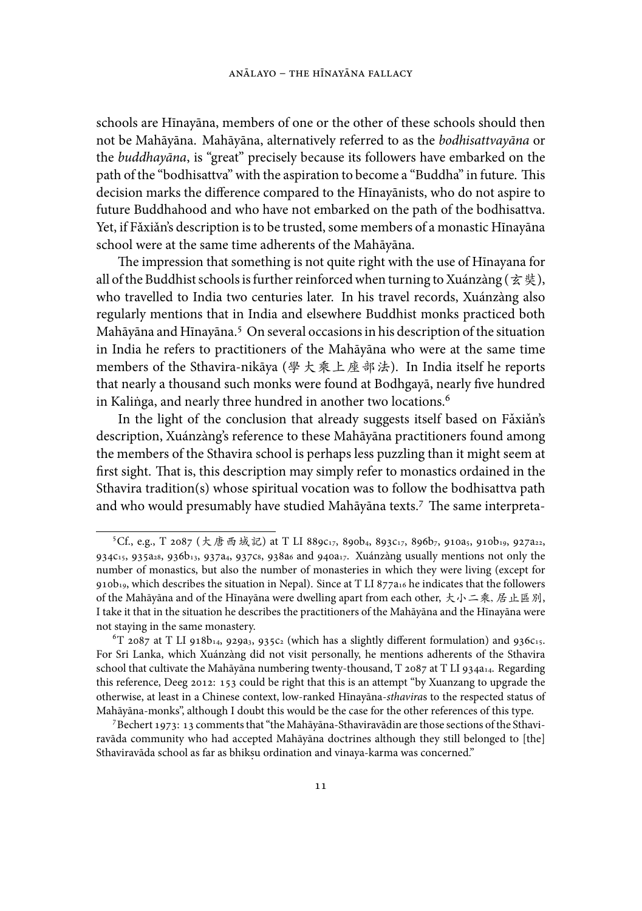schools are Hīnayāna, members of one or the other of these schools should then not be Mahāyāna. Mahāyāna, alternatively referred to as the *bodhisattvayāna* or the *buddhayāna*, is "great" precisely because its followers have embarked on the path of the "bodhisattva" with the aspiration to become a "Buddha" in future. This decision marks the difference compared to the Hīnayānists, who do not aspire to future Buddhahood and who have not embarked on the path of the bodhisattva. Yet, if Fǎxiǎn's description is to be trusted, some members of a monastic Hīnayāna school were at the same time adherents of the Mahāyāna.

The impression that something is not quite right with the use of Hīnayana for all of the Buddhist schools is further reinforced when turning to Xuánzàng (玄奘), who travelled to India two centuries later. In his travel records, Xuánzàng also regularly mentions that in India and elsewhere Buddhist monks practiced both Mahāyāna and Hīnayāna.[5] On several occasions in his description of the situation in India he refers to practitioners of the Mahāyāna who were at the same time members of the Sthavira-nikāya (學大乘上座部法). In India itself he reports that nearly a thousand such monks were found at Bodhgayā, nearly five hundred in Kaliṅga, and nearly three hundred in another two locations.[6]

In the light of the conclusion that already suggests itself based on Fǎxiǎn's description, Xuánzàng's reference to these Mahāyāna practitioners found among the members of the Sthavira school is perhaps less puzzling than it might seem at first sight. That is, this description may simply refer to monastics ordained in the Sthavira tradition(s) whose spiritual vocation was to follow the bodhisattva path and who would presumably have studied Mahāyāna texts.[7] The same interpreta-

---

[5] Cf., e.g., T 2087 (大唐西域記) at T LI 889c17, 890b4, 893c17, 896b7, 910a5, 910b19, 927a22, 934c15, 935a28, 936b13, 937a4, 937c8, 938a6 and 940a17. Xuánzàng usually mentions not only the number of monastics, but also the number of monasteries in which they were living (except for 910b19, which describes the situation in Nepal). Since at T LI 877a16 he indicates that the followers of the Mahāyāna and of the Hīnayāna were dwelling apart from each other, 大小二乘, 居止區別, I take it that in the situation he describes the practitioners of the Mahāyāna and the Hīnayāna were not staying in the same monastery.

[6] T 2087 at T LI 918b14, 929a3, 935c2 (which has a slightly different formulation) and 936c15. For Sri Lanka, which Xuánzàng did not visit personally, he mentions adherents of the Sthavira school that cultivate the Mahāyāna numbering twenty-thousand, T 2087 at T LI 934a14. Regarding this reference, Deeg 2012: 153 could be right that this is an attempt "by Xuanzang to upgrade the otherwise, at least in a Chinese context, low-ranked Hīnayāna-*sthavira*s to the respected status of Mahāyāna-monks", although I doubt this would be the case for the other references of this type.

[7] Bechert 1973: 13 comments that "the Mahāyāna-Sthaviravādin are those sections of the Sthaviravāda community who had accepted Mahāyāna doctrines although they still belonged to [the] Sthaviravāda school as far as bhikṣu ordination and vinaya-karma was concerned."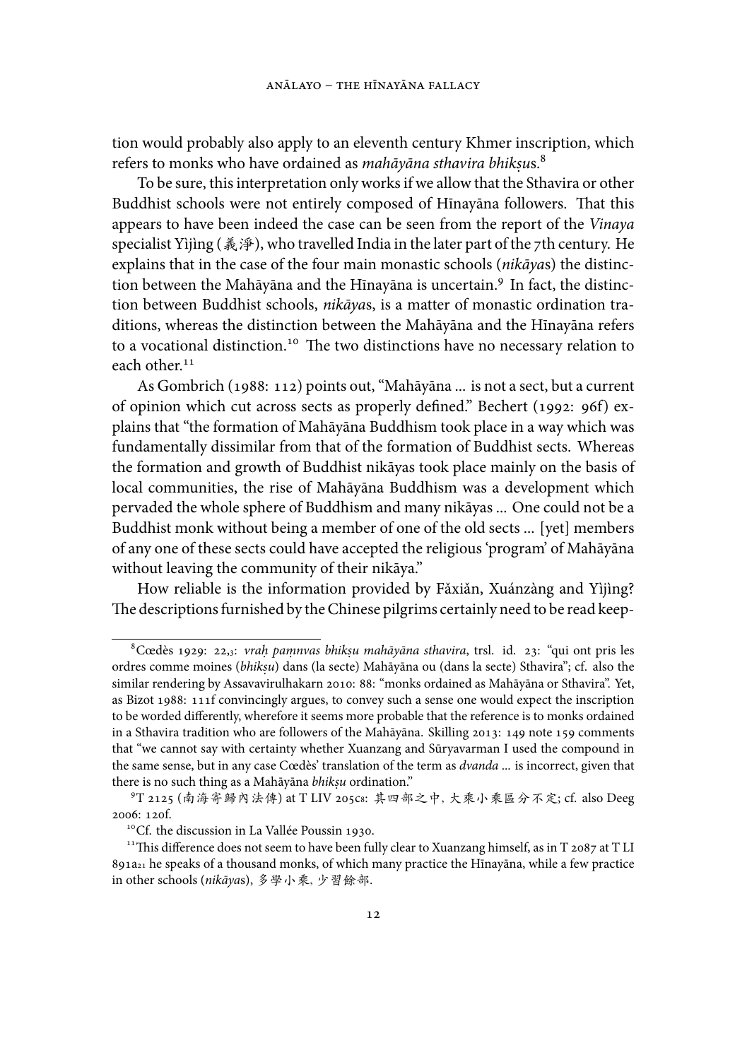tion would probably also apply to an eleventh century Khmer inscription, which refers to monks who have ordained as *mahāyāna sthavira bhikṣu*s.[8]

To be sure, this interpretation only works if we allow that the Sthavira or other Buddhist schools were not entirely composed of Hīnayāna followers. That this appears to have been indeed the case can be seen from the report of the *Vinaya* specialist Yìjìng (義淨), who travelled India in the later part of the 7th century. He explains that in the case of the four main monastic schools (*nikāya*s) the distinction between the Mahāyāna and the Hīnayāna is uncertain.[9] In fact, the distinction between Buddhist schools, *nikāya*s, is a matter of monastic ordination traditions, whereas the distinction between the Mahāyāna and the Hīnayāna refers to a vocational distinction.[10] The two distinctions have no necessary relation to each other.[11]

As Gombrich (1988: 112) points out, "Mahāyāna ... is not a sect, but a current of opinion which cut across sects as properly defined." Bechert (1992: 96f) explains that "the formation of Mahāyāna Buddhism took place in a way which was fundamentally dissimilar from that of the formation of Buddhist sects. Whereas the formation and growth of Buddhist nikāyas took place mainly on the basis of local communities, the rise of Mahāyāna Buddhism was a development which pervaded the whole sphere of Buddhism and many nikāyas ... One could not be a Buddhist monk without being a member of one of the old sects ... [yet] members of any one of these sects could have accepted the religious 'program' of Mahāyāna without leaving the community of their nikāya."

How reliable is the information provided by Fǎxiǎn, Xuánzàng and Yìjìng? The descriptions furnished by the Chinese pilgrims certainly need to be read keep-

---

[8] Cœdès 1929: 22,3: *vraḥ paṃnvas bhikṣu mahāyāna sthavira*, trsl. id. 23: "qui ont pris les ordres comme moines (*bhikṣu*) dans (la secte) Mahāyāna ou (dans la secte) Sthavira"; cf. also the similar rendering by Assavavirulhakarn 2010: 88: "monks ordained as Mahāyāna or Sthavira". Yet, as Bizot 1988: 111f convincingly argues, to convey such a sense one would expect the inscription to be worded differently, wherefore it seems more probable that the reference is to monks ordained in a Sthavira tradition who are followers of the Mahāyāna. Skilling 2013: 149 note 159 comments that "we cannot say with certainty whether Xuanzang and Sūryavarman I used the compound in the same sense, but in any case Cœdès' translation of the term as *dvanda* ... is incorrect, given that there is no such thing as a Mahāyāna *bhikṣu* ordination."

[9] T 2125 (南海寄歸內法傳) at T LIV 205c8: 其四部之中, 大乘小乘區分不定; cf. also Deeg 2006: 120f.

[10] Cf. the discussion in La Vallée Poussin 1930.

[11] This difference does not seem to have been fully clear to Xuanzang himself, as in T 2087 at T LI 891a21 he speaks of a thousand monks, of which many practice the Hīnayāna, while a few practice in other schools (*nikāya*s), 多學小乘, 少習餘部.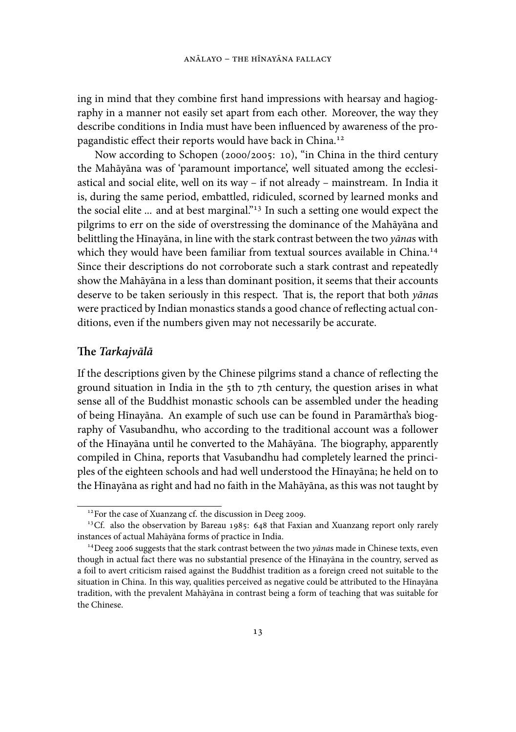ing in mind that they combine first hand impressions with hearsay and hagiography in a manner not easily set apart from each other. Moreover, the way they describe conditions in India must have been influenced by awareness of the propagandistic effect their reports would have back in China.[12]

Now according to Schopen (2000/2005: 10), "in China in the third century the Mahāyāna was of 'paramount importance', well situated among the ecclesiastical and social elite, well on its way – if not already – mainstream. In India it is, during the same period, embattled, ridiculed, scorned by learned monks and the social elite ... and at best marginal."[13] In such a setting one would expect the pilgrims to err on the side of overstressing the dominance of the Mahāyāna and belittling the Hīnayāna, in line with the stark contrast between the two *yāna*s with which they would have been familiar from textual sources available in China.[14] Since their descriptions do not corroborate such a stark contrast and repeatedly show the Mahāyāna in a less than dominant position, it seems that their accounts deserve to be taken seriously in this respect. That is, the report that both *yāna*s were practiced by Indian monastics stands a good chance of reflecting actual conditions, even if the numbers given may not necessarily be accurate.

## The *Tarkajvālā*

If the descriptions given by the Chinese pilgrims stand a chance of reflecting the ground situation in India in the 5th to 7th century, the question arises in what sense all of the Buddhist monastic schools can be assembled under the heading of being Hīnayāna. An example of such use can be found in Paramārtha's biography of Vasubandhu, who according to the traditional account was a follower of the Hīnayāna until he converted to the Mahāyāna. The biography, apparently compiled in China, reports that Vasubandhu had completely learned the principles of the eighteen schools and had well understood the Hīnayāna; he held on to the Hīnayāna as right and had no faith in the Mahāyāna, as this was not taught by

[12] For the case of Xuanzang cf. the discussion in Deeg 2009.

[13] Cf. also the observation by Bareau 1985: 648 that Faxian and Xuanzang report only rarely instances of actual Mahāyāna forms of practice in India.

[14] Deeg 2006 suggests that the stark contrast between the two *yāna*s made in Chinese texts, even though in actual fact there was no substantial presence of the Hīnayāna in the country, served as a foil to avert criticism raised against the Buddhist tradition as a foreign creed not suitable to the situation in China. In this way, qualities perceived as negative could be attributed to the Hīnayāna tradition, with the prevalent Mahāyāna in contrast being a form of teaching that was suitable for the Chinese.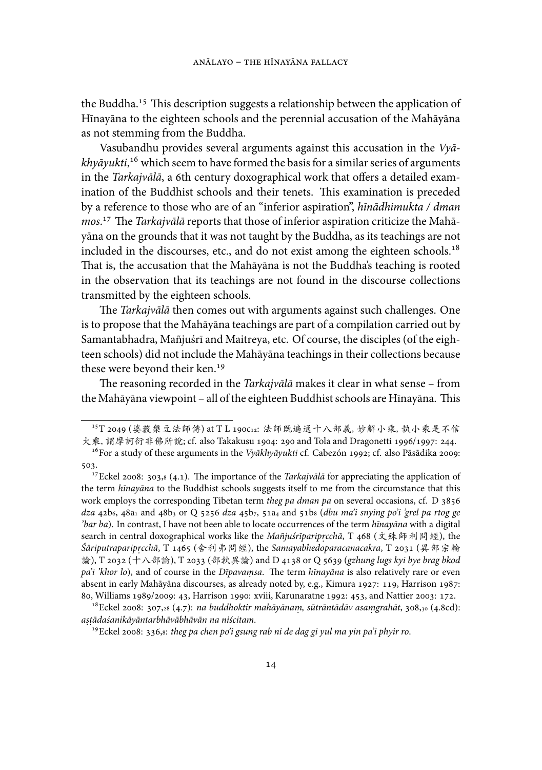the Buddha.[15] This description suggests a relationship between the application of Hīnayāna to the eighteen schools and the perennial accusation of the Mahāyāna as not stemming from the Buddha.

Vasubandhu provides several arguments against this accusation in the *Vyākhyāyukti*,[16] which seem to have formed the basis for a similar series of arguments in the *Tarkajvālā*, a 6th century doxographical work that offers a detailed examination of the Buddhist schools and their tenets. This examination is preceded by a reference to those who are of an "inferior aspiration", *hīnādhimukta / dman mos*.[17] The *Tarkajvālā* reports that those of inferior aspiration criticize the Mahāyāna on the grounds that it was not taught by the Buddha, as its teachings are not included in the discourses, etc., and do not exist among the eighteen schools.[18] That is, the accusation that the Mahāyāna is not the Buddha's teaching is rooted in the observation that its teachings are not found in the discourse collections transmitted by the eighteen schools.

The *Tarkajvālā* then comes out with arguments against such challenges. One is to propose that the Mahāyāna teachings are part of a compilation carried out by Samantabhadra, Mañjuśrī and Maitreya, etc. Of course, the disciples (of the eighteen schools) did not include the Mahāyāna teachings in their collections because these were beyond their ken.[19]

The reasoning recorded in the *Tarkajvālā* makes it clear in what sense – from the Mahāyāna viewpoint – all of the eighteen Buddhist schools are Hīnayāna. This

---

[15] T 2049 (婆藪槃豆法師傳) at T L 190c12: 法師既遍通十八部義, 妙解小乘, 執小乘是不信大乘, 謂摩訶衍非佛所說; cf. also Takakusu 1904: 290 and Tola and Dragonetti 1996/1997: 244.

[16] For a study of these arguments in the *Vyākhyāyukti* cf. Cabezón 1992; cf. also Pāsādika 2009: 503.

[17] Eckel 2008: 303,8 (4.1). The importance of the *Tarkajvālā* for appreciating the application of the term *hīnayāna* to the Buddhist schools suggests itself to me from the circumstance that this work employs the corresponding Tibetan term *theg pa dman pa* on several occasions, cf. D 3856 *dza* 42b6, 48a1 and 48b3 or Q 5256 *dza* 45b7, 51a4 and 51b8 (*dbu ma'i snying po'i 'grel pa rtog ge 'bar ba*). In contrast, I have not been able to locate occurrences of the term *hīnayāna* with a digital search in central doxographical works like the *Mañjuśrīparipṛcchā*, T 468 (文殊師利問經), the *Śāriputraparipṛcchā*, T 1465 (舍利弗問經), the *Samayabhedoparacanacakra*, T 2031 (異部宗輪論), T 2032 (十八部論), T 2033 (部執異論) and D 4138 or Q 5639 (*gzhung lugs kyi bye brag bkod pa'i 'khor lo*), and of course in the *Dīpavaṃsa*. The term *hīnayāna* is also relatively rare or even absent in early Mahāyāna discourses, as already noted by, e.g., Kimura 1927: 119, Harrison 1987: 80, Williams 1989/2009: 43, Harrison 1990: xviii, Karunaratne 1992: 453, and Nattier 2003: 172.

[18] Eckel 2008: 307,28 (4.7): *na buddhoktir mahāyānaṃ, sūtrāntādāv asaṃgrahāt*, 308,30 (4.8cd): *aṣṭādaśanikāyāntarbhāvābhāvān na niścitam*.

[19] Eckel 2008: 336,8: *theg pa chen po'i gsung rab ni de dag gi yul ma yin pa'i phyir ro*.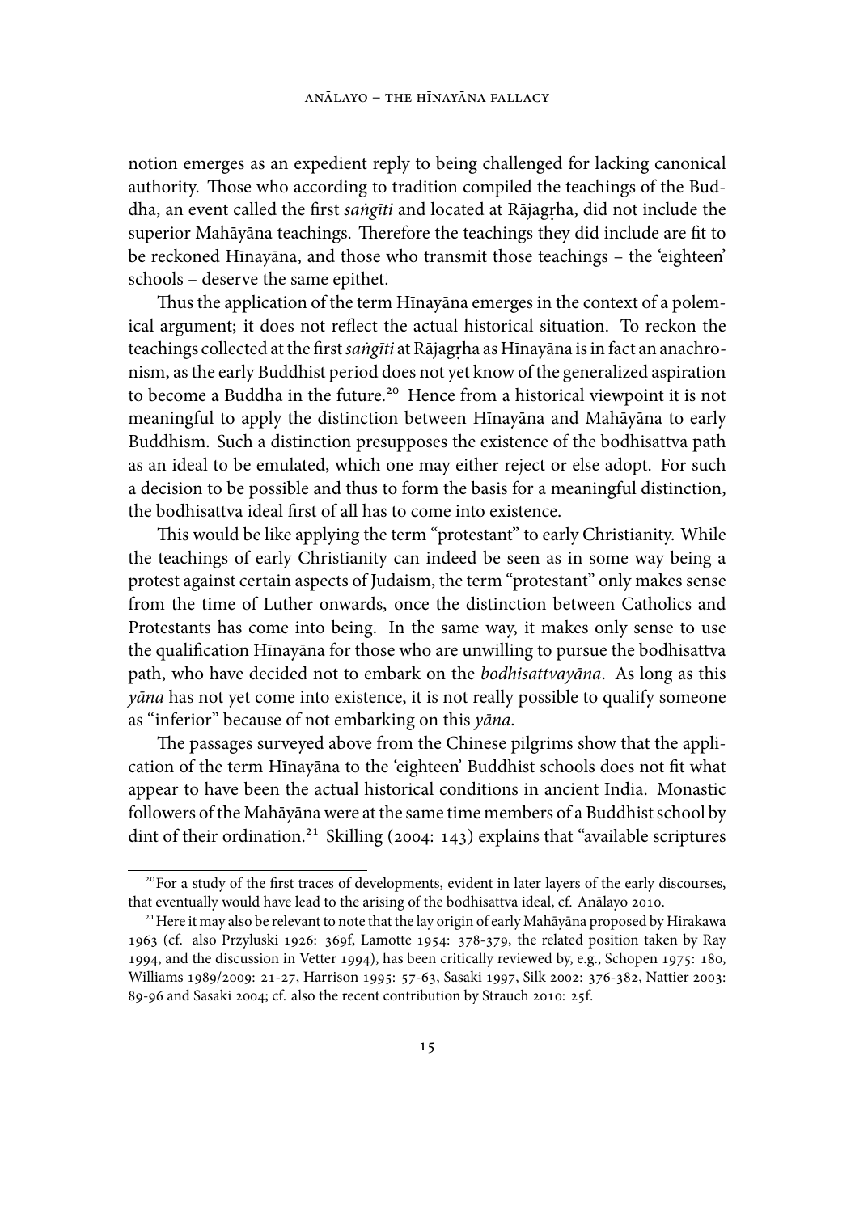notion emerges as an expedient reply to being challenged for lacking canonical authority. Those who according to tradition compiled the teachings of the Buddha, an event called the first *saṅgīti* and located at Rājagṛha, did not include the superior Mahāyāna teachings. Therefore the teachings they did include are fit to be reckoned Hīnayāna, and those who transmit those teachings – the 'eighteen' schools – deserve the same epithet.

Thus the application of the term Hīnayāna emerges in the context of a polemical argument; it does not reflect the actual historical situation. To reckon the teachings collected at the first *saṅgīti* at Rājagṛha as Hīnayāna is in fact an anachronism, as the early Buddhist period does not yet know of the generalized aspiration to become a Buddha in the future.[20] Hence from a historical viewpoint it is not meaningful to apply the distinction between Hīnayāna and Mahāyāna to early Buddhism. Such a distinction presupposes the existence of the bodhisattva path as an ideal to be emulated, which one may either reject or else adopt. For such a decision to be possible and thus to form the basis for a meaningful distinction, the bodhisattva ideal first of all has to come into existence.

This would be like applying the term "protestant" to early Christianity. While the teachings of early Christianity can indeed be seen as in some way being a protest against certain aspects of Judaism, the term "protestant" only makes sense from the time of Luther onwards, once the distinction between Catholics and Protestants has come into being. In the same way, it makes only sense to use the qualification Hīnayāna for those who are unwilling to pursue the bodhisattva path, who have decided not to embark on the *bodhisattvayāna*. As long as this *yāna* has not yet come into existence, it is not really possible to qualify someone as "inferior" because of not embarking on this *yāna*.

The passages surveyed above from the Chinese pilgrims show that the application of the term Hīnayāna to the 'eighteen' Buddhist schools does not fit what appear to have been the actual historical conditions in ancient India. Monastic followers of the Mahāyāna were at the same time members of a Buddhist school by dint of their ordination.[21] Skilling (2004: 143) explains that "available scriptures

---

[20] For a study of the first traces of developments, evident in later layers of the early discourses, that eventually would have lead to the arising of the bodhisattva ideal, cf. Anālayo 2010.

[21] Here it may also be relevant to note that the lay origin of early Mahāyāna proposed by Hirakawa 1963 (cf. also Przyluski 1926: 369f, Lamotte 1954: 378-379, the related position taken by Ray 1994, and the discussion in Vetter 1994), has been critically reviewed by, e.g., Schopen 1975: 180, Williams 1989/2009: 21-27, Harrison 1995: 57-63, Sasaki 1997, Silk 2002: 376-382, Nattier 2003: 89-96 and Sasaki 2004; cf. also the recent contribution by Strauch 2010: 25f.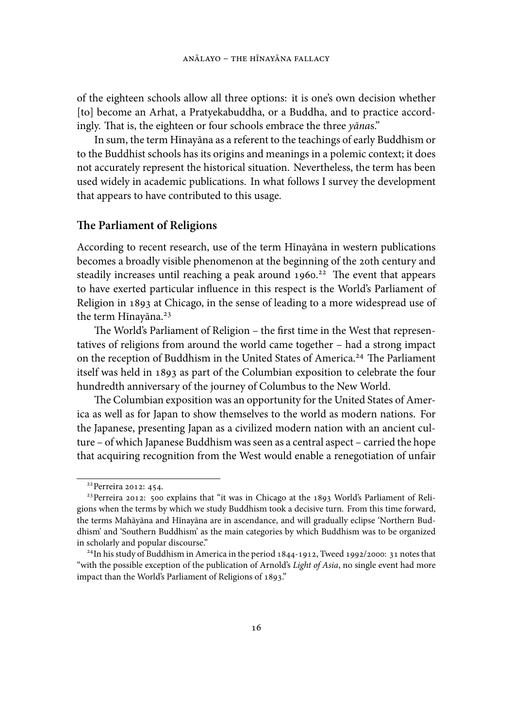of the eighteen schools allow all three options: it is one's own decision whether [to] become an Arhat, a Pratyekabuddha, or a Buddha, and to practice accordingly. That is, the eighteen or four schools embrace the three *yāna*s."

In sum, the term Hīnayāna as a referent to the teachings of early Buddhism or to the Buddhist schools has its origins and meanings in a polemic context; it does not accurately represent the historical situation. Nevertheless, the term has been used widely in academic publications. In what follows I survey the development that appears to have contributed to this usage.

## The Parliament of Religions

According to recent research, use of the term Hīnayāna in western publications becomes a broadly visible phenomenon at the beginning of the 20th century and steadily increases until reaching a peak around 1960.[22] The event that appears to have exerted particular influence in this respect is the World's Parliament of Religion in 1893 at Chicago, in the sense of leading to a more widespread use of the term Hīnayāna.[23]

The World's Parliament of Religion – the first time in the West that representatives of religions from around the world came together – had a strong impact on the reception of Buddhism in the United States of America.[24] The Parliament itself was held in 1893 as part of the Columbian exposition to celebrate the four hundredth anniversary of the journey of Columbus to the New World.

The Columbian exposition was an opportunity for the United States of America as well as for Japan to show themselves to the world as modern nations. For the Japanese, presenting Japan as a civilized modern nation with an ancient culture – of which Japanese Buddhism was seen as a central aspect – carried the hope that acquiring recognition from the West would enable a renegotiation of unfair

---

[22] Perreira 2012: 454.

[23] Perreira 2012: 500 explains that "it was in Chicago at the 1893 World's Parliament of Religions when the terms by which we study Buddhism took a decisive turn. From this time forward, the terms Mahāyāna and Hīnayāna are in ascendance, and will gradually eclipse 'Northern Buddhism' and 'Southern Buddhism' as the main categories by which Buddhism was to be organized in scholarly and popular discourse."

[24] In his study of Buddhism in America in the period 1844-1912, Tweed 1992/2000: 31 notes that "with the possible exception of the publication of Arnold's *Light of Asia*, no single event had more impact than the World's Parliament of Religions of 1893."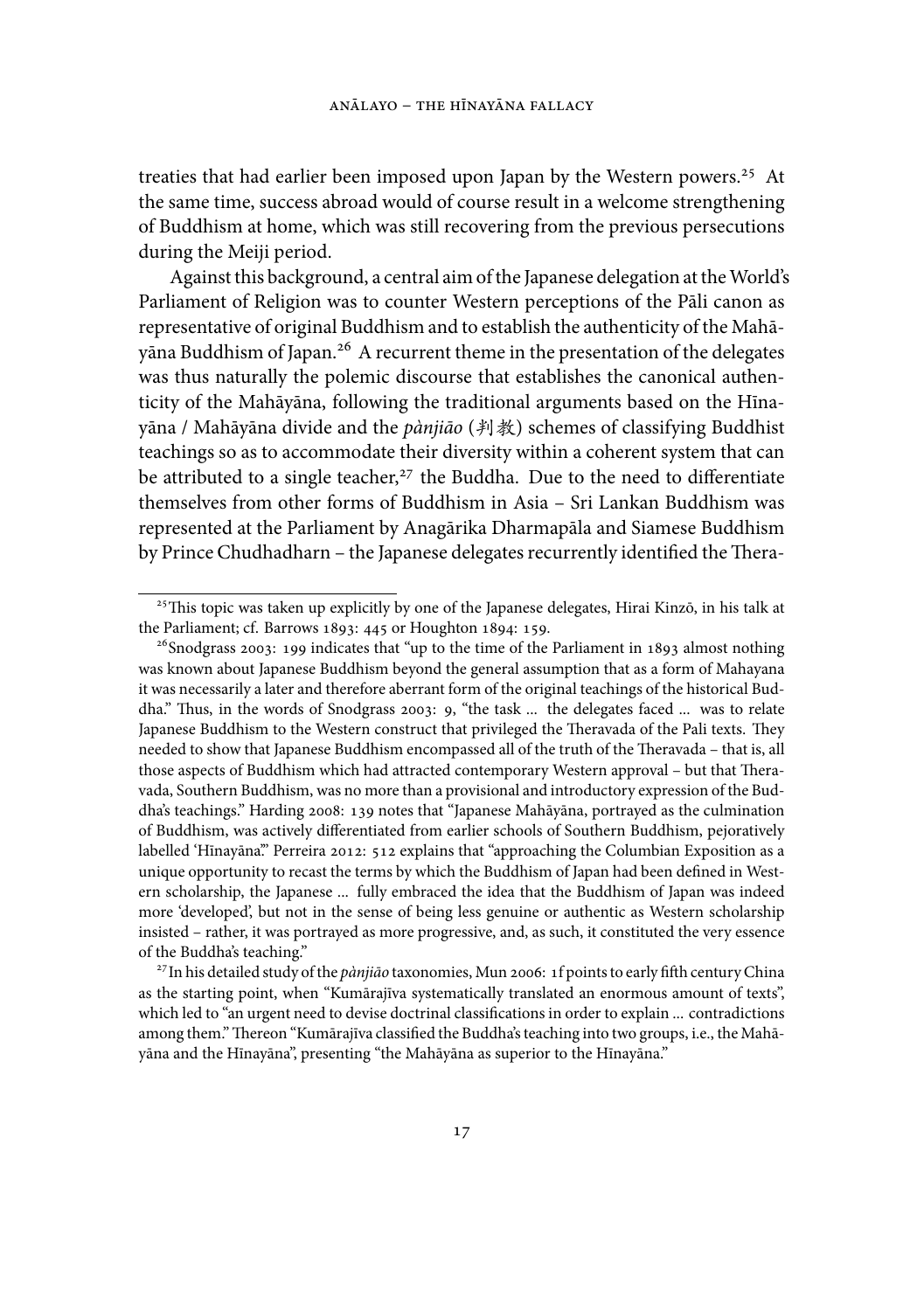treaties that had earlier been imposed upon Japan by the Western powers.[25] At the same time, success abroad would of course result in a welcome strengthening of Buddhism at home, which was still recovering from the previous persecutions during the Meiji period.

Against this background, a central aim of the Japanese delegation at the World's Parliament of Religion was to counter Western perceptions of the Pāli canon as representative of original Buddhism and to establish the authenticity of the Mahāyāna Buddhism of Japan.[26] A recurrent theme in the presentation of the delegates was thus naturally the polemic discourse that establishes the canonical authenticity of the Mahāyāna, following the traditional arguments based on the Hīnayāna / Mahāyāna divide and the *pànjiāo* (判教) schemes of classifying Buddhist teachings so as to accommodate their diversity within a coherent system that can be attributed to a single teacher,[27] the Buddha. Due to the need to differentiate themselves from other forms of Buddhism in Asia – Sri Lankan Buddhism was represented at the Parliament by Anagārika Dharmapāla and Siamese Buddhism by Prince Chudhadharn – the Japanese delegates recurrently identified the Thera-

---

[25] This topic was taken up explicitly by one of the Japanese delegates, Hirai Kinzō, in his talk at the Parliament; cf. Barrows 1893: 445 or Houghton 1894: 159.

[26] Snodgrass 2003: 199 indicates that "up to the time of the Parliament in 1893 almost nothing was known about Japanese Buddhism beyond the general assumption that as a form of Mahayana it was necessarily a later and therefore aberrant form of the original teachings of the historical Buddha." Thus, in the words of Snodgrass 2003: 9, "the task ... the delegates faced ... was to relate Japanese Buddhism to the Western construct that privileged the Theravada of the Pali texts. They needed to show that Japanese Buddhism encompassed all of the truth of the Theravada – that is, all those aspects of Buddhism which had attracted contemporary Western approval – but that Theravada, Southern Buddhism, was no more than a provisional and introductory expression of the Buddha's teachings." Harding 2008: 139 notes that "Japanese Mahāyāna, portrayed as the culmination of Buddhism, was actively differentiated from earlier schools of Southern Buddhism, pejoratively labelled 'Hīnayāna'." Perreira 2012: 512 explains that "approaching the Columbian Exposition as a unique opportunity to recast the terms by which the Buddhism of Japan had been defined in Western scholarship, the Japanese ... fully embraced the idea that the Buddhism of Japan was indeed more 'developed', but not in the sense of being less genuine or authentic as Western scholarship insisted – rather, it was portrayed as more progressive, and, as such, it constituted the very essence of the Buddha's teaching."

[27] In his detailed study of the *pànjiāo* taxonomies, Mun 2006: 1f points to early fifth century China as the starting point, when "Kumārajīva systematically translated an enormous amount of texts", which led to "an urgent need to devise doctrinal classifications in order to explain ... contradictions among them." Thereon "Kumārajīva classified the Buddha's teaching into two groups, i.e., the Mahāyāna and the Hīnayāna", presenting "the Mahāyāna as superior to the Hīnayāna."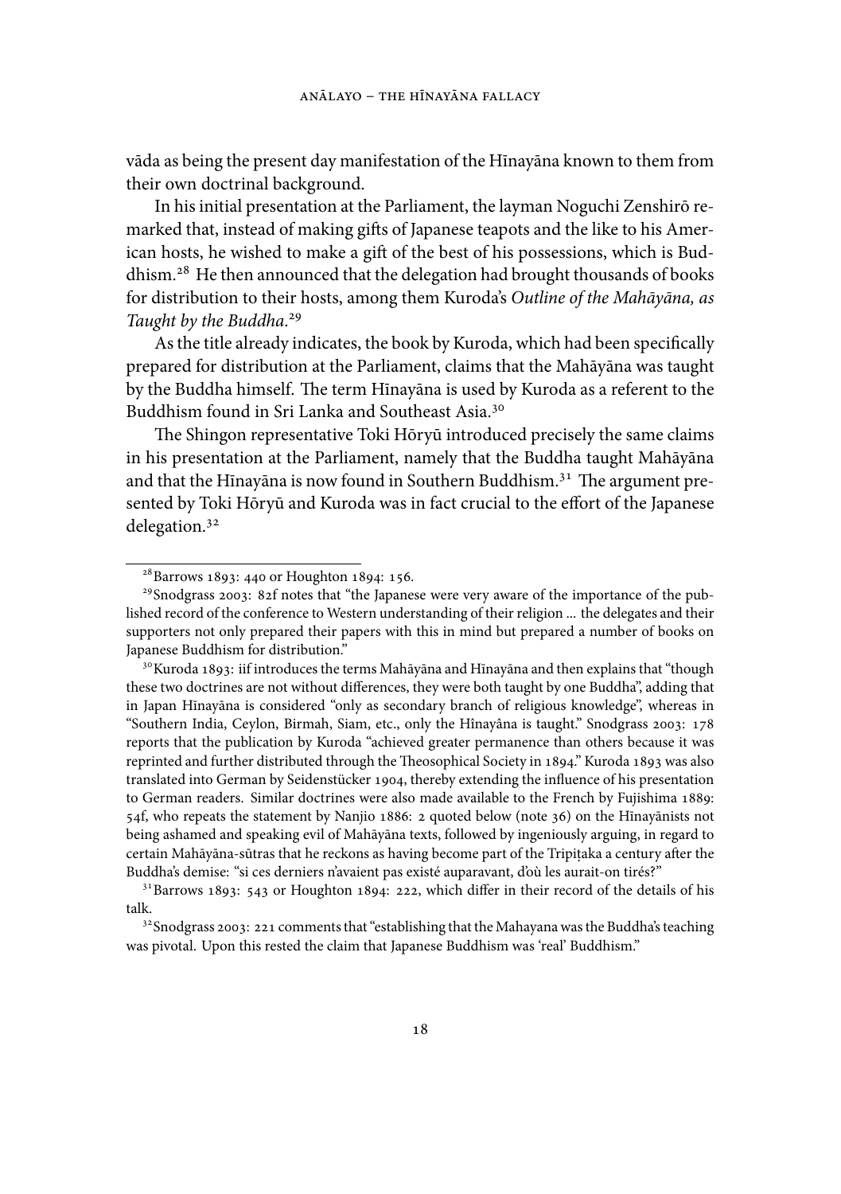vāda as being the present day manifestation of the Hīnayāna known to them from their own doctrinal background.

In his initial presentation at the Parliament, the layman Noguchi Zenshirō remarked that, instead of making gifts of Japanese teapots and the like to his American hosts, he wished to make a gift of the best of his possessions, which is Buddhism.[28] He then announced that the delegation had brought thousands of books for distribution to their hosts, among them Kuroda's *Outline of the Mahāyāna, as Taught by the Buddha*.[29]

As the title already indicates, the book by Kuroda, which had been specifically prepared for distribution at the Parliament, claims that the Mahāyāna was taught by the Buddha himself. The term Hīnayāna is used by Kuroda as a referent to the Buddhism found in Sri Lanka and Southeast Asia.[30]

The Shingon representative Toki Hōryū introduced precisely the same claims in his presentation at the Parliament, namely that the Buddha taught Mahāyāna and that the Hīnayāna is now found in Southern Buddhism.[31] The argument presented by Toki Hōryū and Kuroda was in fact crucial to the effort of the Japanese delegation.[32]

---

[28] Barrows 1893: 440 or Houghton 1894: 156.

[29] Snodgrass 2003: 82f notes that "the Japanese were very aware of the importance of the published record of the conference to Western understanding of their religion ... the delegates and their supporters not only prepared their papers with this in mind but prepared a number of books on Japanese Buddhism for distribution."

[30] Kuroda 1893: iif introduces the terms Mahāyāna and Hīnayāna and then explains that "though these two doctrines are not without differences, they were both taught by one Buddha", adding that in Japan Hīnayāna is considered "only as secondary branch of religious knowledge", whereas in "Southern India, Ceylon, Birmah, Siam, etc., only the Hînayâna is taught." Snodgrass 2003: 178 reports that the publication by Kuroda "achieved greater permanence than others because it was reprinted and further distributed through the Theosophical Society in 1894." Kuroda 1893 was also translated into German by Seidenstücker 1904, thereby extending the influence of his presentation to German readers. Similar doctrines were also made available to the French by Fujishima 1889: 54f, who repeats the statement by Nanjio 1886: 2 quoted below (note 36) on the Hīnayānists not being ashamed and speaking evil of Mahāyāna texts, followed by ingeniously arguing, in regard to certain Mahāyāna-sūtras that he reckons as having become part of the Tripiṭaka a century after the Buddha's demise: "si ces derniers n'avaient pas existé auparavant, d'où les aurait-on tirés?"

[31] Barrows 1893: 543 or Houghton 1894: 222, which differ in their record of the details of his talk.

[32] Snodgrass 2003: 221 comments that "establishing that the Mahayana was the Buddha's teaching was pivotal. Upon this rested the claim that Japanese Buddhism was 'real' Buddhism."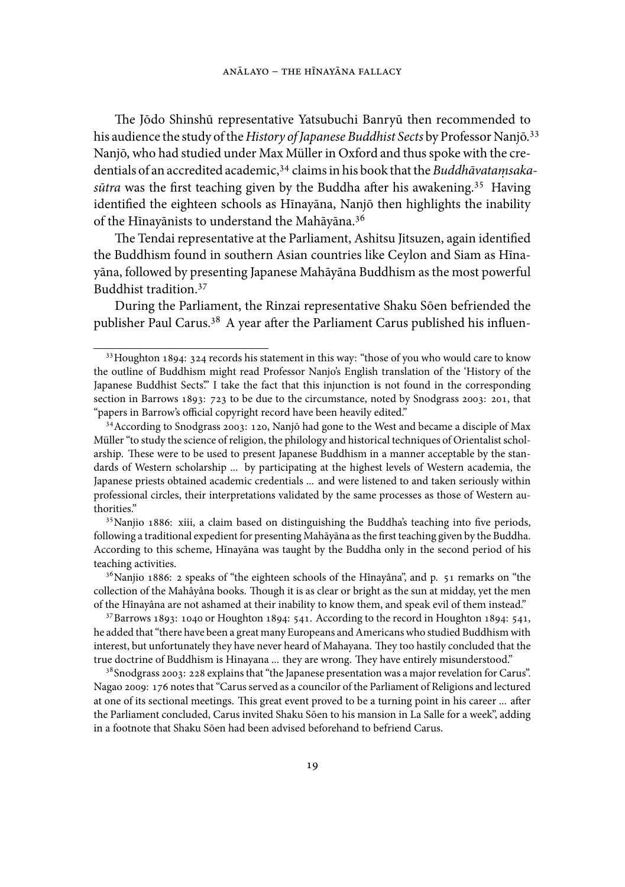The Jōdo Shinshū representative Yatsubuchi Banryū then recommended to his audience the study of the *History of Japanese Buddhist Sects* by Professor Nanjō.[33] Nanjō, who had studied under Max Müller in Oxford and thus spoke with the credentials of an accredited academic,[34] claims in his book that the *Buddhāvataṃsaka-sūtra* was the first teaching given by the Buddha after his awakening.[35] Having identified the eighteen schools as Hīnayāna, Nanjō then highlights the inability of the Hīnayānists to understand the Mahāyāna.[36]

The Tendai representative at the Parliament, Ashitsu Jitsuzen, again identified the Buddhism found in southern Asian countries like Ceylon and Siam as Hīnayāna, followed by presenting Japanese Mahāyāna Buddhism as the most powerful Buddhist tradition.[37]

During the Parliament, the Rinzai representative Shaku Sōen befriended the publisher Paul Carus.[38] A year after the Parliament Carus published his influen-

---

[33] Houghton 1894: 324 records his statement in this way: "those of you who would care to know the outline of Buddhism might read Professor Nanjo's English translation of the 'History of the Japanese Buddhist Sects'." I take the fact that this injunction is not found in the corresponding section in Barrows 1893: 723 to be due to the circumstance, noted by Snodgrass 2003: 201, that "papers in Barrow's official copyright record have been heavily edited."

[34] According to Snodgrass 2003: 120, Nanjō had gone to the West and became a disciple of Max Müller "to study the science of religion, the philology and historical techniques of Orientalist scholarship. These were to be used to present Japanese Buddhism in a manner acceptable by the standards of Western scholarship ... by participating at the highest levels of Western academia, the Japanese priests obtained academic credentials ... and were listened to and taken seriously within professional circles, their interpretations validated by the same processes as those of Western authorities."

[35] Nanjio 1886: xiii, a claim based on distinguishing the Buddha's teaching into five periods, following a traditional expedient for presenting Mahāyāna as the first teaching given by the Buddha. According to this scheme, Hīnayāna was taught by the Buddha only in the second period of his teaching activities.

[36] Nanjio 1886: 2 speaks of "the eighteen schools of the Hînayâna", and p. 51 remarks on "the collection of the Mahâyâna books. Though it is as clear or bright as the sun at midday, yet the men of the Hînayâna are not ashamed at their inability to know them, and speak evil of them instead."

[37] Barrows 1893: 1040 or Houghton 1894: 541. According to the record in Houghton 1894: 541, he added that "there have been a great many Europeans and Americans who studied Buddhism with interest, but unfortunately they have never heard of Mahayana. They too hastily concluded that the true doctrine of Buddhism is Hinayana ... they are wrong. They have entirely misunderstood."

[38] Snodgrass 2003: 228 explains that "the Japanese presentation was a major revelation for Carus". Nagao 2009: 176 notes that "Carus served as a councilor of the Parliament of Religions and lectured at one of its sectional meetings. This great event proved to be a turning point in his career ... after the Parliament concluded, Carus invited Shaku Sōen to his mansion in La Salle for a week", adding in a footnote that Shaku Sōen had been advised beforehand to befriend Carus.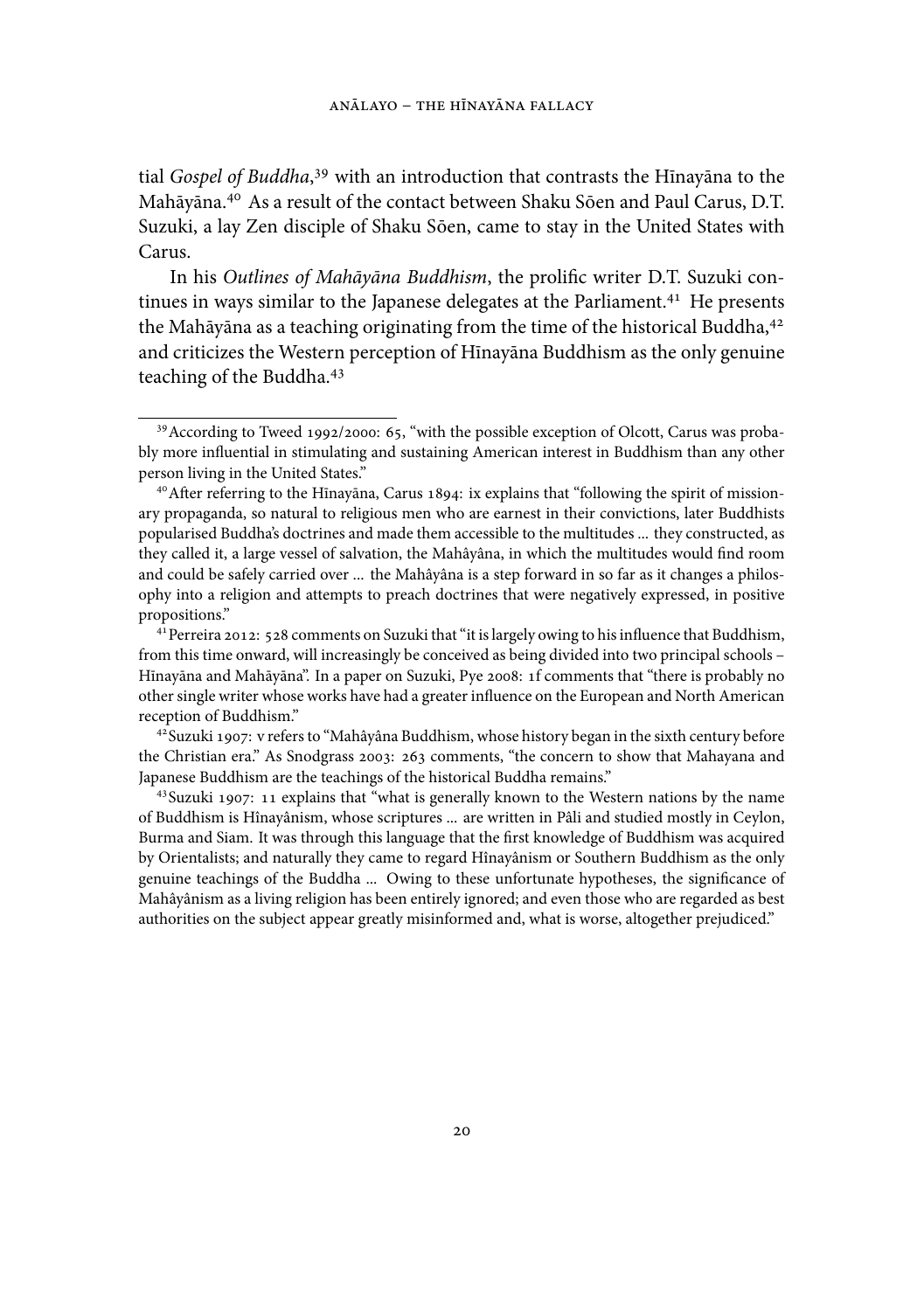tial *Gospel of Buddha*,[39] with an introduction that contrasts the Hīnayāna to the Mahāyāna.[40] As a result of the contact between Shaku Sōen and Paul Carus, D.T. Suzuki, a lay Zen disciple of Shaku Sōen, came to stay in the United States with Carus.

In his *Outlines of Mahāyāna Buddhism*, the prolific writer D.T. Suzuki continues in ways similar to the Japanese delegates at the Parliament.[41] He presents the Mahāyāna as a teaching originating from the time of the historical Buddha,[42] and criticizes the Western perception of Hīnayāna Buddhism as the only genuine teaching of the Buddha.[43]

---

[39] According to Tweed 1992/2000: 65, "with the possible exception of Olcott, Carus was probably more influential in stimulating and sustaining American interest in Buddhism than any other person living in the United States."

[40] After referring to the Hīnayāna, Carus 1894: ix explains that "following the spirit of missionary propaganda, so natural to religious men who are earnest in their convictions, later Buddhists popularised Buddha's doctrines and made them accessible to the multitudes ... they constructed, as they called it, a large vessel of salvation, the Mahâyâna, in which the multitudes would find room and could be safely carried over ... the Mahâyâna is a step forward in so far as it changes a philosophy into a religion and attempts to preach doctrines that were negatively expressed, in positive propositions."

[41] Perreira 2012: 528 comments on Suzuki that "it is largely owing to his influence that Buddhism, from this time onward, will increasingly be conceived as being divided into two principal schools – Hīnayāna and Mahāyāna". In a paper on Suzuki, Pye 2008: 1f comments that "there is probably no other single writer whose works have had a greater influence on the European and North American reception of Buddhism."

[42] Suzuki 1907: v refers to "Mahâyâna Buddhism, whose history began in the sixth century before the Christian era." As Snodgrass 2003: 263 comments, "the concern to show that Mahayana and Japanese Buddhism are the teachings of the historical Buddha remains."

[43] Suzuki 1907: 11 explains that "what is generally known to the Western nations by the name of Buddhism is Hînayânism, whose scriptures ... are written in Pâli and studied mostly in Ceylon, Burma and Siam. It was through this language that the first knowledge of Buddhism was acquired by Orientalists; and naturally they came to regard Hînayânism or Southern Buddhism as the only genuine teachings of the Buddha ... Owing to these unfortunate hypotheses, the significance of Mahâyânism as a living religion has been entirely ignored; and even those who are regarded as best authorities on the subject appear greatly misinformed and, what is worse, altogether prejudiced."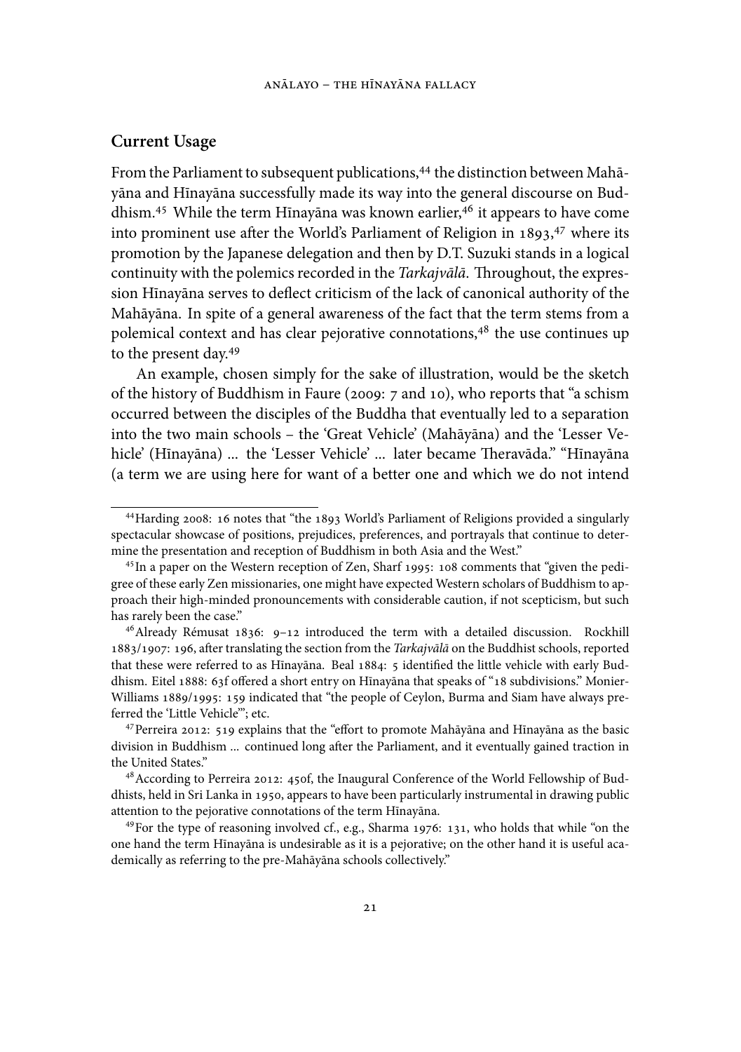## Current Usage

From the Parliament to subsequent publications,[44] the distinction between Mahāyāna and Hīnayāna successfully made its way into the general discourse on Buddhism.[45] While the term Hīnayāna was known earlier,[46] it appears to have come into prominent use after the World's Parliament of Religion in 1893,[47] where its promotion by the Japanese delegation and then by D.T. Suzuki stands in a logical continuity with the polemics recorded in the *Tarkajvālā*. Throughout, the expression Hīnayāna serves to deflect criticism of the lack of canonical authority of the Mahāyāna. In spite of a general awareness of the fact that the term stems from a polemical context and has clear pejorative connotations,[48] the use continues up to the present day.[49]

An example, chosen simply for the sake of illustration, would be the sketch of the history of Buddhism in Faure (2009: 7 and 10), who reports that "a schism occurred between the disciples of the Buddha that eventually led to a separation into the two main schools – the 'Great Vehicle' (Mahāyāna) and the 'Lesser Vehicle' (Hīnayāna) ... the 'Lesser Vehicle' ... later became Theravāda." "Hīnayāna (a term we are using here for want of a better one and which we do not intend

---

[44] Harding 2008: 16 notes that "the 1893 World's Parliament of Religions provided a singularly spectacular showcase of positions, prejudices, preferences, and portrayals that continue to determine the presentation and reception of Buddhism in both Asia and the West."

[45] In a paper on the Western reception of Zen, Sharf 1995: 108 comments that "given the pedigree of these early Zen missionaries, one might have expected Western scholars of Buddhism to approach their high-minded pronouncements with considerable caution, if not scepticism, but such has rarely been the case."

[46] Already Rémusat 1836: 9–12 introduced the term with a detailed discussion. Rockhill 1883/1907: 196, after translating the section from the *Tarkajvālā* on the Buddhist schools, reported that these were referred to as Hīnayāna. Beal 1884: 5 identified the little vehicle with early Buddhism. Eitel 1888: 63f offered a short entry on Hīnayāna that speaks of "18 subdivisions." Monier-Williams 1889/1995: 159 indicated that "the people of Ceylon, Burma and Siam have always preferred the 'Little Vehicle'"; etc.

[47] Perreira 2012: 519 explains that the "effort to promote Mahāyāna and Hīnayāna as the basic division in Buddhism ... continued long after the Parliament, and it eventually gained traction in the United States."

[48] According to Perreira 2012: 450f, the Inaugural Conference of the World Fellowship of Buddhists, held in Sri Lanka in 1950, appears to have been particularly instrumental in drawing public attention to the pejorative connotations of the term Hīnayāna.

[49] For the type of reasoning involved cf., e.g., Sharma 1976: 131, who holds that while "on the one hand the term Hīnayāna is undesirable as it is a pejorative; on the other hand it is useful academically as referring to the pre-Mahāyāna schools collectively."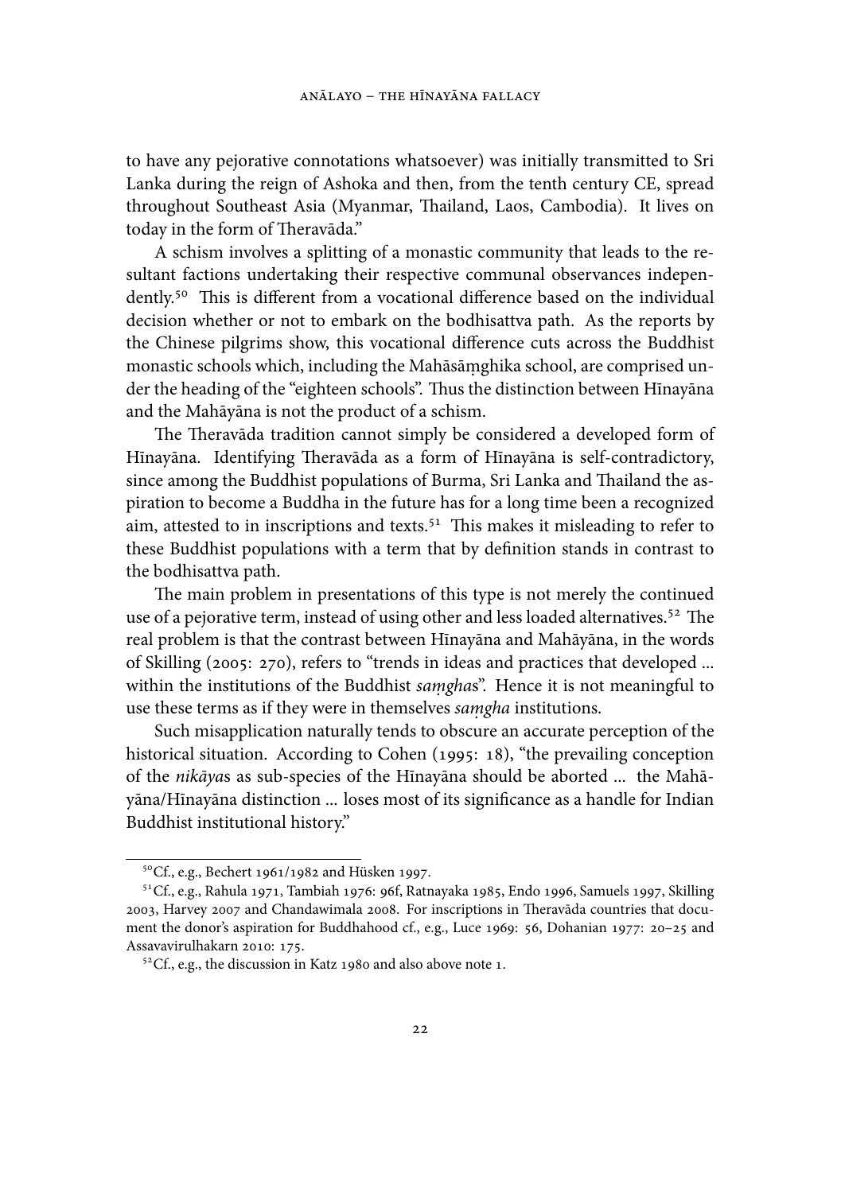to have any pejorative connotations whatsoever) was initially transmitted to Sri Lanka during the reign of Ashoka and then, from the tenth century CE, spread throughout Southeast Asia (Myanmar, Thailand, Laos, Cambodia). It lives on today in the form of Theravāda."

A schism involves a splitting of a monastic community that leads to the resultant factions undertaking their respective communal observances independently.[50] This is different from a vocational difference based on the individual decision whether or not to embark on the bodhisattva path. As the reports by the Chinese pilgrims show, this vocational difference cuts across the Buddhist monastic schools which, including the Mahāsāṃghika school, are comprised under the heading of the "eighteen schools". Thus the distinction between Hīnayāna and the Mahāyāna is not the product of a schism.

The Theravāda tradition cannot simply be considered a developed form of Hīnayāna. Identifying Theravāda as a form of Hīnayāna is self-contradictory, since among the Buddhist populations of Burma, Sri Lanka and Thailand the aspiration to become a Buddha in the future has for a long time been a recognized aim, attested to in inscriptions and texts.[51] This makes it misleading to refer to these Buddhist populations with a term that by definition stands in contrast to the bodhisattva path.

The main problem in presentations of this type is not merely the continued use of a pejorative term, instead of using other and less loaded alternatives.[52] The real problem is that the contrast between Hīnayāna and Mahāyāna, in the words of Skilling (2005: 270), refers to "trends in ideas and practices that developed ... within the institutions of the Buddhist *saṃgha*s". Hence it is not meaningful to use these terms as if they were in themselves *saṃgha* institutions.

Such misapplication naturally tends to obscure an accurate perception of the historical situation. According to Cohen (1995: 18), "the prevailing conception of the *nikāya*s as sub-species of the Hīnayāna should be aborted ... the Mahāyāna/Hīnayāna distinction ... loses most of its significance as a handle for Indian Buddhist institutional history."

---

[50] Cf., e.g., Bechert 1961/1982 and Hüsken 1997.

[51] Cf., e.g., Rahula 1971, Tambiah 1976: 96f, Ratnayaka 1985, Endo 1996, Samuels 1997, Skilling 2003, Harvey 2007 and Chandawimala 2008. For inscriptions in Theravāda countries that document the donor's aspiration for Buddhahood cf., e.g., Luce 1969: 56, Dohanian 1977: 20–25 and Assavavirulhakarn 2010: 175.

[52] Cf., e.g., the discussion in Katz 1980 and also above note 1.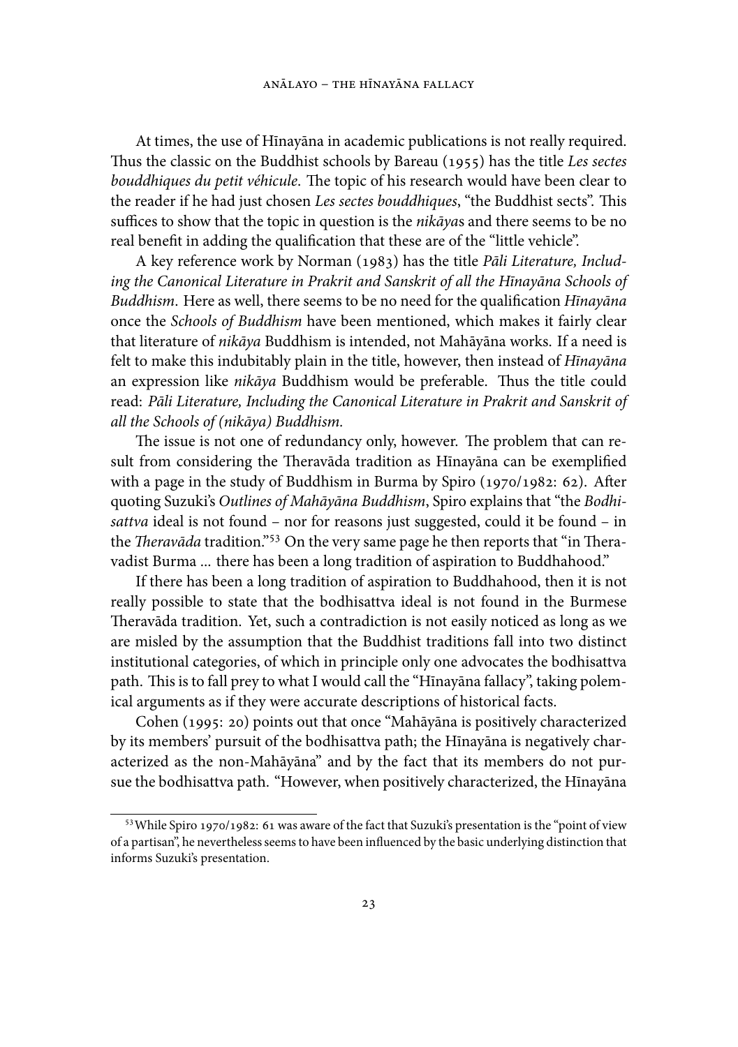At times, the use of Hīnayāna in academic publications is not really required. Thus the classic on the Buddhist schools by Bareau (1955) has the title *Les sectes bouddhiques du petit véhicule*. The topic of his research would have been clear to the reader if he had just chosen *Les sectes bouddhiques*, "the Buddhist sects". This suffices to show that the topic in question is the *nikāya*s and there seems to be no real benefit in adding the qualification that these are of the "little vehicle".

A key reference work by Norman (1983) has the title *Pāli Literature, Including the Canonical Literature in Prakrit and Sanskrit of all the Hīnayāna Schools of Buddhism*. Here as well, there seems to be no need for the qualification *Hīnayāna* once the *Schools of Buddhism* have been mentioned, which makes it fairly clear that literature of *nikāya* Buddhism is intended, not Mahāyāna works. If a need is felt to make this indubitably plain in the title, however, then instead of *Hīnayāna* an expression like *nikāya* Buddhism would be preferable. Thus the title could read: *Pāli Literature, Including the Canonical Literature in Prakrit and Sanskrit of all the Schools of (nikāya) Buddhism.*

The issue is not one of redundancy only, however. The problem that can result from considering the Theravāda tradition as Hīnayāna can be exemplified with a page in the study of Buddhism in Burma by Spiro (1970/1982: 62). After quoting Suzuki's *Outlines of Mahāyāna Buddhism*, Spiro explains that "the *Bodhisattva* ideal is not found – nor for reasons just suggested, could it be found – in the *Theravāda* tradition."[53] On the very same page he then reports that "in Theravadist Burma ... there has been a long tradition of aspiration to Buddhahood."

If there has been a long tradition of aspiration to Buddhahood, then it is not really possible to state that the bodhisattva ideal is not found in the Burmese Theravāda tradition. Yet, such a contradiction is not easily noticed as long as we are misled by the assumption that the Buddhist traditions fall into two distinct institutional categories, of which in principle only one advocates the bodhisattva path. This is to fall prey to what I would call the "Hīnayāna fallacy", taking polemical arguments as if they were accurate descriptions of historical facts.

Cohen (1995: 20) points out that once "Mahāyāna is positively characterized by its members' pursuit of the bodhisattva path; the Hīnayāna is negatively characterized as the non-Mahāyāna" and by the fact that its members do not pursue the bodhisattva path. "However, when positively characterized, the Hīnayāna

[53] While Spiro 1970/1982: 61 was aware of the fact that Suzuki's presentation is the "point of view of a partisan", he nevertheless seems to have been influenced by the basic underlying distinction that informs Suzuki's presentation.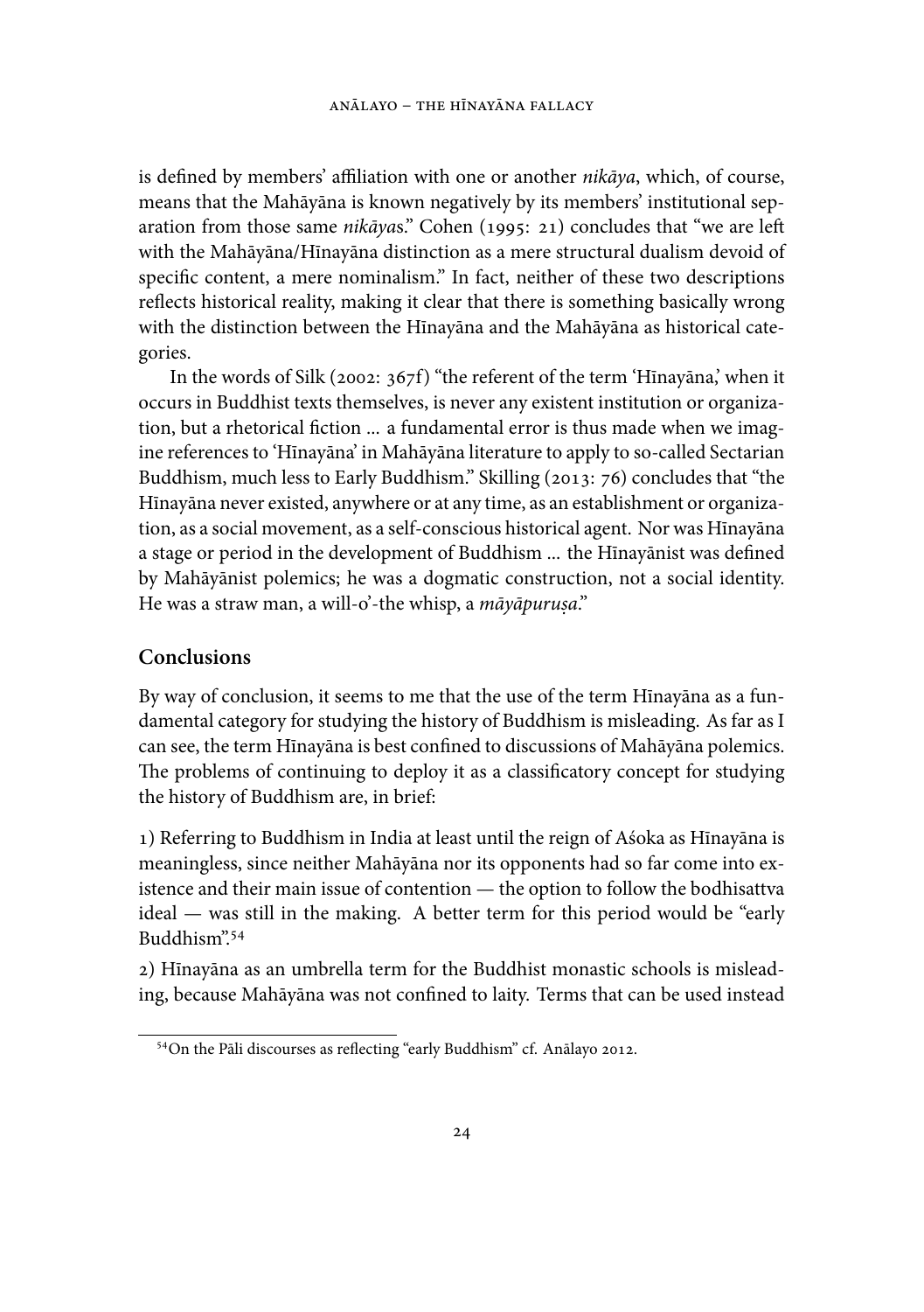is defined by members' affiliation with one or another *nikāya*, which, of course, means that the Mahāyāna is known negatively by its members' institutional separation from those same *nikāya*s." Cohen (1995: 21) concludes that "we are left with the Mahāyāna/Hīnayāna distinction as a mere structural dualism devoid of specific content, a mere nominalism." In fact, neither of these two descriptions reflects historical reality, making it clear that there is something basically wrong with the distinction between the Hīnayāna and the Mahāyāna as historical categories.

In the words of Silk (2002: 367f) "the referent of the term 'Hīnayāna,' when it occurs in Buddhist texts themselves, is never any existent institution or organization, but a rhetorical fiction ... a fundamental error is thus made when we imagine references to 'Hīnayāna' in Mahāyāna literature to apply to so-called Sectarian Buddhism, much less to Early Buddhism." Skilling (2013: 76) concludes that "the Hīnayāna never existed, anywhere or at any time, as an establishment or organization, as a social movement, as a self-conscious historical agent. Nor was Hīnayāna a stage or period in the development of Buddhism ... the Hīnayānist was defined by Mahāyānist polemics; he was a dogmatic construction, not a social identity. He was a straw man, a will-o'-the whisp, a *māyāpuruṣa*."

## Conclusions

By way of conclusion, it seems to me that the use of the term Hīnayāna as a fundamental category for studying the history of Buddhism is misleading. As far as I can see, the term Hīnayāna is best confined to discussions of Mahāyāna polemics. The problems of continuing to deploy it as a classificatory concept for studying the history of Buddhism are, in brief:

1) Referring to Buddhism in India at least until the reign of Aśoka as Hīnayāna is meaningless, since neither Mahāyāna nor its opponents had so far come into existence and their main issue of contention — the option to follow the bodhisattva ideal — was still in the making. A better term for this period would be "early Buddhism".[54]

2) Hīnayāna as an umbrella term for the Buddhist monastic schools is misleading, because Mahāyāna was not confined to laity. Terms that can be used instead

[54] On the Pāli discourses as reflecting "early Buddhism" cf. Anālayo 2012.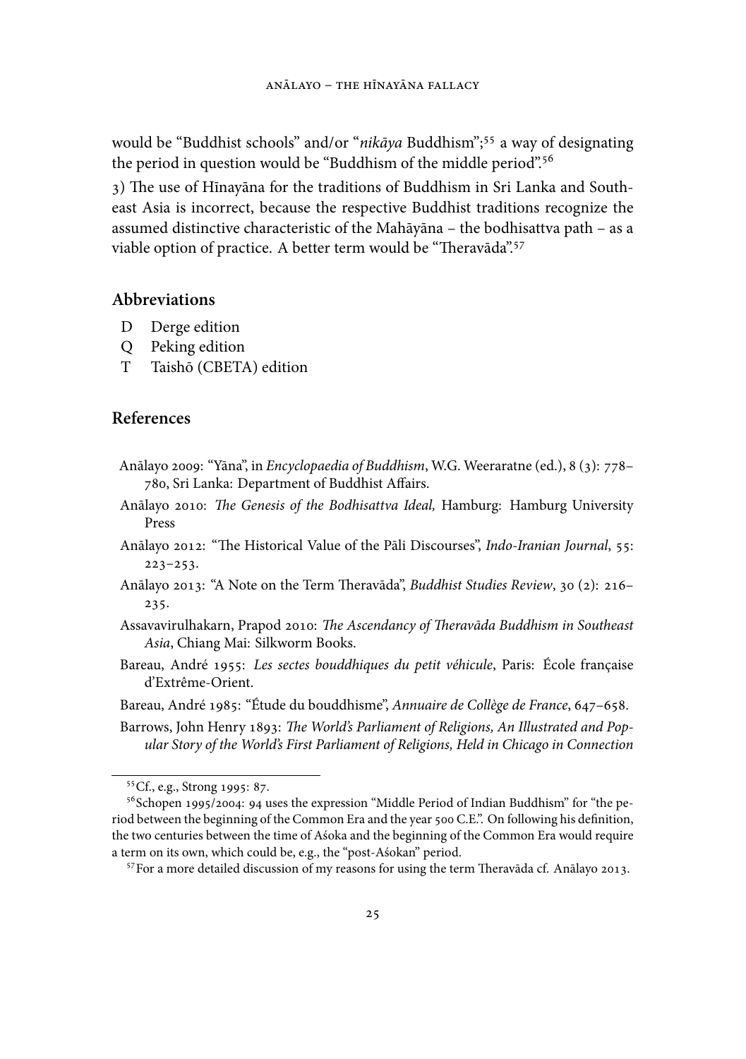would be "Buddhist schools" and/or "*nikāya* Buddhism";[55] a way of designating the period in question would be "Buddhism of the middle period".[56]

3) The use of Hīnayāna for the traditions of Buddhism in Sri Lanka and Southeast Asia is incorrect, because the respective Buddhist traditions recognize the assumed distinctive characteristic of the Mahāyāna – the bodhisattva path – as a viable option of practice. A better term would be "Theravāda".[57]

## Abbreviations

- D Derge edition
- Q Peking edition
- T Taishō (CBETA) edition

## References

Anālayo 2009: "Yāna", in *Encyclopaedia of Buddhism*, W.G. Weeraratne (ed.), 8 (3): 778–780, Sri Lanka: Department of Buddhist Affairs.

Anālayo 2010: *The Genesis of the Bodhisattva Ideal,* Hamburg: Hamburg University Press

Anālayo 2012: "The Historical Value of the Pāli Discourses", *Indo-Iranian Journal*, 55: 223–253.

Anālayo 2013: "A Note on the Term Theravāda", *Buddhist Studies Review*, 30 (2): 216–235.

Assavavirulhakarn, Prapod 2010: *The Ascendancy of Theravāda Buddhism in Southeast Asia*, Chiang Mai: Silkworm Books.

Bareau, André 1955: *Les sectes bouddhiques du petit véhicule*, Paris: École française d'Extrême-Orient.

Bareau, André 1985: "Étude du bouddhisme", *Annuaire de Collège de France*, 647–658.

Barrows, John Henry 1893: *The World's Parliament of Religions, An Illustrated and Popular Story of the World's First Parliament of Religions, Held in Chicago in Connection*

---

[55] Cf., e.g., Strong 1995: 87.

[56] Schopen 1995/2004: 94 uses the expression "Middle Period of Indian Buddhism" for "the period between the beginning of the Common Era and the year 500 C.E.". On following his definition, the two centuries between the time of Aśoka and the beginning of the Common Era would require a term on its own, which could be, e.g., the "post-Aśokan" period.

[57] For a more detailed discussion of my reasons for using the term Theravāda cf. Anālayo 2013.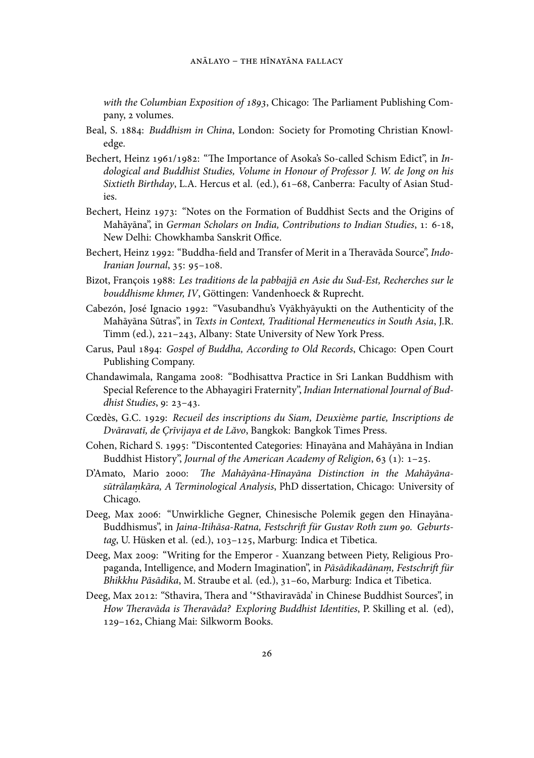*with the Columbian Exposition of 1893*, Chicago: The Parliament Publishing Company, 2 volumes.

Beal, S. 1884: *Buddhism in China*, London: Society for Promoting Christian Knowledge.

Bechert, Heinz 1961/1982: "The Importance of Asoka's So-called Schism Edict", in *Indological and Buddhist Studies, Volume in Honour of Professor J. W. de Jong on his Sixtieth Birthday*, L.A. Hercus et al. (ed.), 61–68, Canberra: Faculty of Asian Studies.

Bechert, Heinz 1973: "Notes on the Formation of Buddhist Sects and the Origins of Mahāyāna", in *German Scholars on India, Contributions to Indian Studies*, 1: 6-18, New Delhi: Chowkhamba Sanskrit Office.

Bechert, Heinz 1992: "Buddha-field and Transfer of Merit in a Theravāda Source", *Indo-Iranian Journal*, 35: 95–108.

Bizot, François 1988: *Les traditions de la pabbajjā en Asie du Sud-Est, Recherches sur le bouddhisme khmer, IV*, Göttingen: Vandenhoeck & Ruprecht.

Cabezón, José Ignacio 1992: "Vasubandhu's Vyākhyāyukti on the Authenticity of the Mahāyāna Sūtras", in *Texts in Context, Traditional Hermeneutics in South Asia*, J.R. Timm (ed.), 221–243, Albany: State University of New York Press.

Carus, Paul 1894: *Gospel of Buddha, According to Old Records*, Chicago: Open Court Publishing Company.

Chandawimala, Rangama 2008: "Bodhisattva Practice in Sri Lankan Buddhism with Special Reference to the Abhayagiri Fraternity", *Indian International Journal of Buddhist Studies*, 9: 23–43.

Cœdès, G.C. 1929: *Recueil des inscriptions du Siam, Deuxième partie, Inscriptions de Dvāravatī, de Çrīvijaya et de Lăvo*, Bangkok: Bangkok Times Press.

Cohen, Richard S. 1995: "Discontented Categories: Hīnayāna and Mahāyāna in Indian Buddhist History", *Journal of the American Academy of Religion*, 63 (1): 1–25.

D'Amato, Mario 2000: *The Mahāyāna-Hīnayāna Distinction in the Mahāyānasūtrālaṃkāra, A Terminological Analysis*, PhD dissertation, Chicago: University of Chicago.

Deeg, Max 2006: "Unwirkliche Gegner, Chinesische Polemik gegen den Hīnayāna-Buddhismus", in *Jaina-Itihāsa-Ratna, Festschrift für Gustav Roth zum 90. Geburtstag*, U. Hüsken et al. (ed.), 103–125, Marburg: Indica et Tibetica.

Deeg, Max 2009: "Writing for the Emperor - Xuanzang between Piety, Religious Propaganda, Intelligence, and Modern Imagination", in *Pāsādikadānaṃ, Festschrift für Bhikkhu Pāsādika*, M. Straube et al. (ed.), 31–60, Marburg: Indica et Tibetica.

Deeg, Max 2012: "Sthavira, Thera and '*Sthaviravāda' in Chinese Buddhist Sources", in *How Theravāda is Theravāda? Exploring Buddhist Identities*, P. Skilling et al. (ed), 129–162, Chiang Mai: Silkworm Books.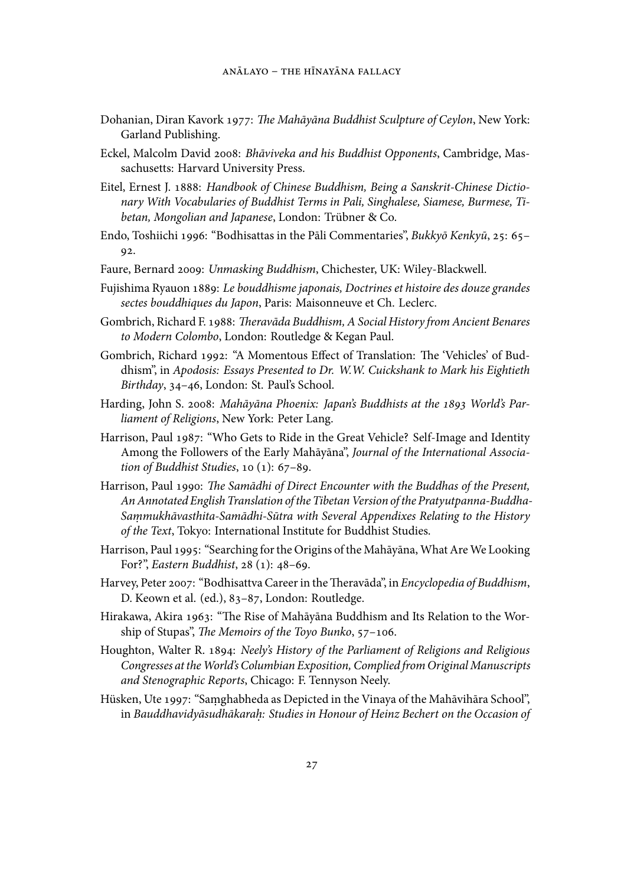Dohanian, Diran Kavork 1977: *The Mahāyāna Buddhist Sculpture of Ceylon*, New York: Garland Publishing.

Eckel, Malcolm David 2008: *Bhāviveka and his Buddhist Opponents*, Cambridge, Massachusetts: Harvard University Press.

Eitel, Ernest J. 1888: *Handbook of Chinese Buddhism, Being a Sanskrit-Chinese Dictionary With Vocabularies of Buddhist Terms in Pali, Singhalese, Siamese, Burmese, Tibetan, Mongolian and Japanese*, London: Trübner & Co.

Endo, Toshiichi 1996: "Bodhisattas in the Pāli Commentaries", *Bukkyō Kenkyū*, 25: 65–92.

Faure, Bernard 2009: *Unmasking Buddhism*, Chichester, UK: Wiley-Blackwell.

Fujishima Ryauon 1889: *Le bouddhisme japonais, Doctrines et histoire des douze grandes sectes bouddhiques du Japon*, Paris: Maisonneuve et Ch. Leclerc.

Gombrich, Richard F. 1988: *Theravāda Buddhism, A Social History from Ancient Benares to Modern Colombo*, London: Routledge & Kegan Paul.

Gombrich, Richard 1992: "A Momentous Effect of Translation: The 'Vehicles' of Buddhism", in *Apodosis: Essays Presented to Dr. W.W. Cuickshank to Mark his Eightieth Birthday*, 34–46, London: St. Paul's School.

Harding, John S. 2008: *Mahāyāna Phoenix: Japan's Buddhists at the 1893 World's Parliament of Religions*, New York: Peter Lang.

Harrison, Paul 1987: "Who Gets to Ride in the Great Vehicle? Self-Image and Identity Among the Followers of the Early Mahāyāna", *Journal of the International Association of Buddhist Studies*, 10 (1): 67–89.

Harrison, Paul 1990: *The Samādhi of Direct Encounter with the Buddhas of the Present, An Annotated English Translation of the Tibetan Version of the Pratyutpanna-Buddha-Saṃmukhāvasthita-Samādhi-Sūtra with Several Appendixes Relating to the History of the Text*, Tokyo: International Institute for Buddhist Studies.

Harrison, Paul 1995: "Searching for the Origins of the Mahāyāna, What Are We Looking For?", *Eastern Buddhist*, 28 (1): 48–69.

Harvey, Peter 2007: "Bodhisattva Career in the Theravāda", in *Encyclopedia of Buddhism*, D. Keown et al. (ed.), 83–87, London: Routledge.

Hirakawa, Akira 1963: "The Rise of Mahāyāna Buddhism and Its Relation to the Worship of Stupas", *The Memoirs of the Toyo Bunko*, 57–106.

Houghton, Walter R. 1894: *Neely's History of the Parliament of Religions and Religious Congresses at the World's Columbian Exposition, Complied from Original Manuscripts and Stenographic Reports*, Chicago: F. Tennyson Neely.

Hüsken, Ute 1997: "Saṃghabheda as Depicted in the Vinaya of the Mahāvihāra School", in *Bauddhavidyāsudhākaraḥ: Studies in Honour of Heinz Bechert on the Occasion of*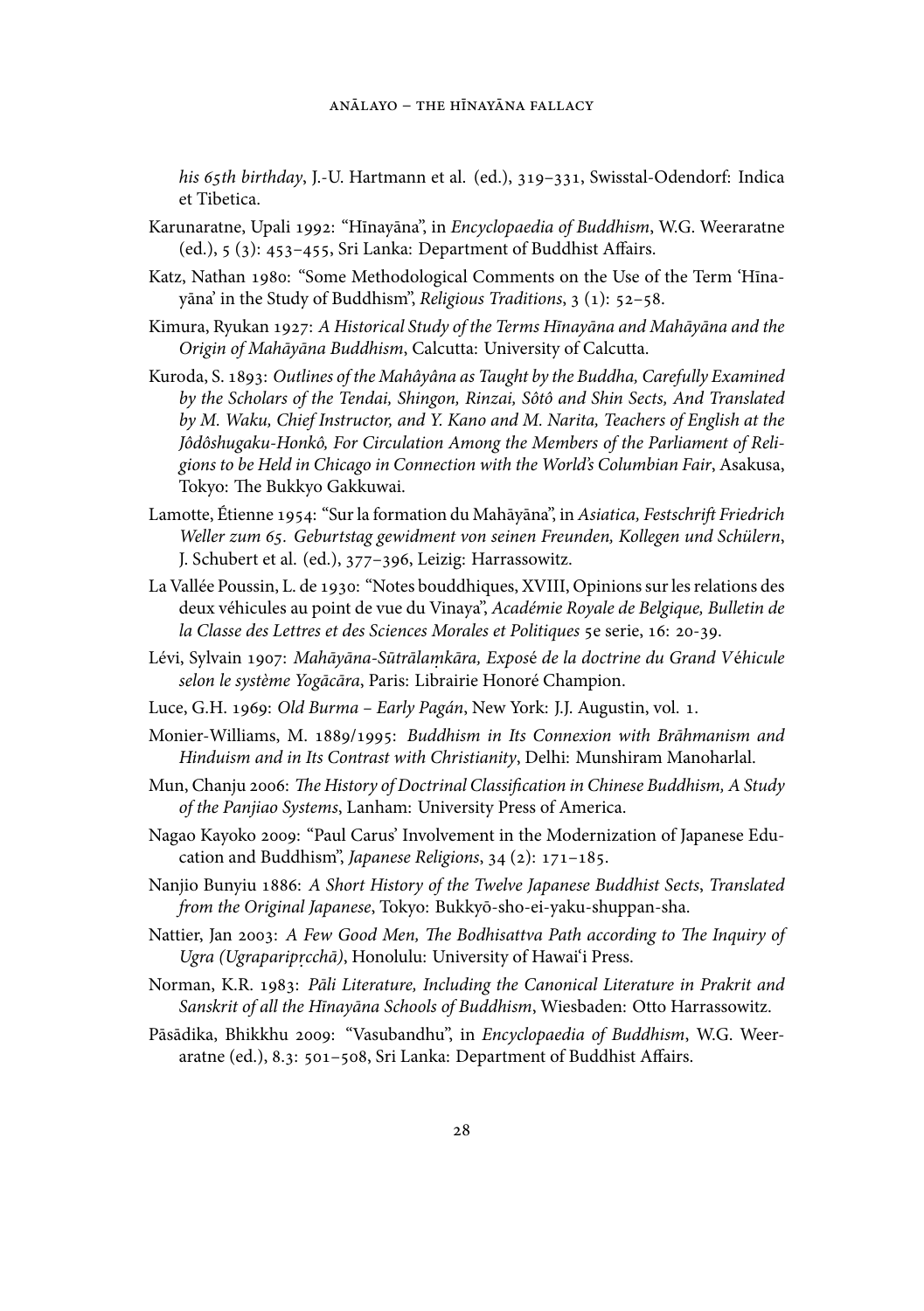*his 65th birthday*, J.-U. Hartmann et al. (ed.), 319–331, Swisstal-Odendorf: Indica et Tibetica.

Karunaratne, Upali 1992: "Hīnayāna", in *Encyclopaedia of Buddhism*, W.G. Weeraratne (ed.), 5 (3): 453–455, Sri Lanka: Department of Buddhist Affairs.

Katz, Nathan 1980: "Some Methodological Comments on the Use of the Term 'Hīnayāna' in the Study of Buddhism", *Religious Traditions*, 3 (1): 52–58.

Kimura, Ryukan 1927: *A Historical Study of the Terms Hīnayāna and Mahāyāna and the Origin of Mahāyāna Buddhism*, Calcutta: University of Calcutta.

Kuroda, S. 1893: *Outlines of the Mahâyâna as Taught by the Buddha, Carefully Examined by the Scholars of the Tendai, Shingon, Rinzai, Sôtô and Shin Sects, And Translated by M. Waku, Chief Instructor, and Y. Kano and M. Narita, Teachers of English at the Jôdôshugaku-Honkô, For Circulation Among the Members of the Parliament of Religions to be Held in Chicago in Connection with the World's Columbian Fair*, Asakusa, Tokyo: The Bukkyo Gakkuwai.

Lamotte, Étienne 1954: "Sur la formation du Mahāyāna", in *Asiatica, Festschrift Friedrich Weller zum 65. Geburtstag gewidment von seinen Freunden, Kollegen und Schülern*, J. Schubert et al. (ed.), 377–396, Leizig: Harrassowitz.

La Vallée Poussin, L. de 1930: "Notes bouddhiques, XVIII, Opinions sur les relations des deux véhicules au point de vue du Vinaya", *Académie Royale de Belgique, Bulletin de la Classe des Lettres et des Sciences Morales et Politiques* 5e serie, 16: 20-39.

Lévi, Sylvain 1907: *Mahāyāna-Sūtrālaṃkāra, Exposé de la doctrine du Grand Véhicule selon le système Yogācāra*, Paris: Librairie Honoré Champion.

Luce, G.H. 1969: *Old Burma – Early Pagán*, New York: J.J. Augustin, vol. 1.

Monier-Williams, M. 1889/1995: *Buddhism in Its Connexion with Brāhmanism and Hinduism and in Its Contrast with Christianity*, Delhi: Munshiram Manoharlal.

Mun, Chanju 2006: *The History of Doctrinal Classification in Chinese Buddhism, A Study of the Panjiao Systems*, Lanham: University Press of America.

Nagao Kayoko 2009: "Paul Carus' Involvement in the Modernization of Japanese Education and Buddhism", *Japanese Religions*, 34 (2): 171–185.

Nanjio Bunyiu 1886: *A Short History of the Twelve Japanese Buddhist Sects*, *Translated from the Original Japanese*, Tokyo: Bukkyō-sho-ei-yaku-shuppan-sha.

Nattier, Jan 2003: *A Few Good Men, The Bodhisattva Path according to The Inquiry of Ugra (Ugraparipṛcchā)*, Honolulu: University of Hawai'i Press.

Norman, K.R. 1983: *Pāli Literature, Including the Canonical Literature in Prakrit and Sanskrit of all the Hīnayāna Schools of Buddhism*, Wiesbaden: Otto Harrassowitz.

Pāsādika, Bhikkhu 2009: "Vasubandhu", in *Encyclopaedia of Buddhism*, W.G. Weeraratne (ed.), 8.3: 501–508, Sri Lanka: Department of Buddhist Affairs.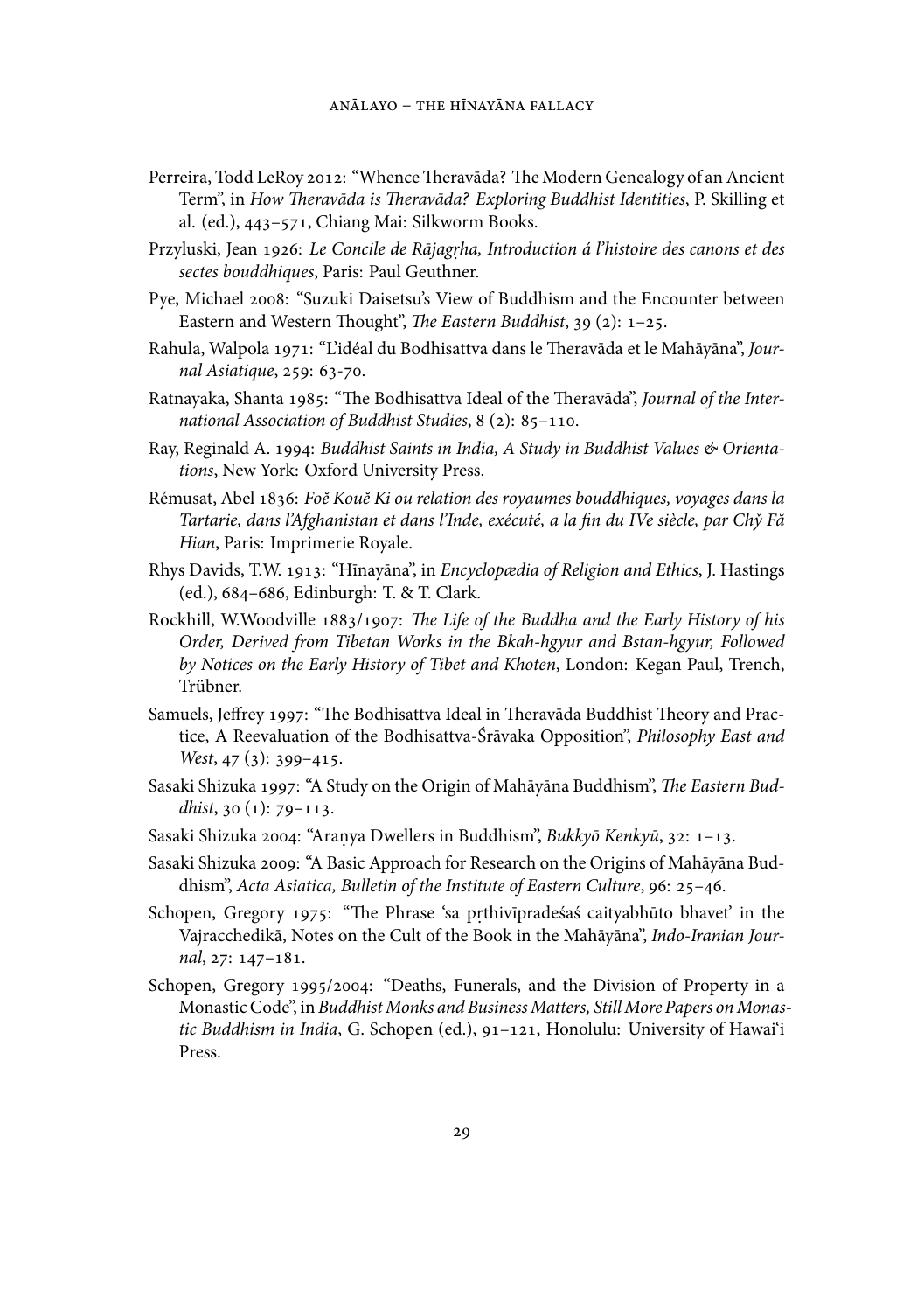Perreira, Todd LeRoy 2012: "Whence Theravāda? The Modern Genealogy of an Ancient Term", in *How Theravāda is Theravāda? Exploring Buddhist Identities*, P. Skilling et al. (ed.), 443–571, Chiang Mai: Silkworm Books.

Przyluski, Jean 1926: *Le Concile de Rājagṛha, Introduction á l'histoire des canons et des sectes bouddhiques*, Paris: Paul Geuthner.

Pye, Michael 2008: "Suzuki Daisetsu's View of Buddhism and the Encounter between Eastern and Western Thought", *The Eastern Buddhist*, 39 (2): 1–25.

Rahula, Walpola 1971: "L'idéal du Bodhisattva dans le Theravāda et le Mahāyāna", *Journal Asiatique*, 259: 63-70.

Ratnayaka, Shanta 1985: "The Bodhisattva Ideal of the Theravāda", *Journal of the International Association of Buddhist Studies*, 8 (2): 85–110.

Ray, Reginald A. 1994: *Buddhist Saints in India, A Study in Buddhist Values & Orientations*, New York: Oxford University Press.

Rémusat, Abel 1836: *Foĕ Kouĕ Ki ou relation des royaumes bouddhiques, voyages dans la Tartarie, dans l'Afghanistan et dans l'Inde, exécuté, a la fin du IVe siècle, par Chў Fă Hian*, Paris: Imprimerie Royale.

Rhys Davids, T.W. 1913: "Hīnayāna", in *Encyclopædia of Religion and Ethics*, J. Hastings (ed.), 684–686, Edinburgh: T. & T. Clark.

Rockhill, W.Woodville 1883/1907: *The Life of the Buddha and the Early History of his Order, Derived from Tibetan Works in the Bkah-hgyur and Bstan-hgyur, Followed by Notices on the Early History of Tibet and Khoten*, London: Kegan Paul, Trench, Trübner.

Samuels, Jeffrey 1997: "The Bodhisattva Ideal in Theravāda Buddhist Theory and Practice, A Reevaluation of the Bodhisattva-Śrāvaka Opposition", *Philosophy East and West*, 47 (3): 399–415.

Sasaki Shizuka 1997: "A Study on the Origin of Mahāyāna Buddhism", *The Eastern Buddhist*, 30 (1): 79–113.

Sasaki Shizuka 2004: "Araṇya Dwellers in Buddhism", *Bukkyō Kenkyū*, 32: 1–13.

Sasaki Shizuka 2009: "A Basic Approach for Research on the Origins of Mahāyāna Buddhism", *Acta Asiatica, Bulletin of the Institute of Eastern Culture*, 96: 25–46.

Schopen, Gregory 1975: "The Phrase 'sa pṛthivīpradeśaś caityabhūto bhavet' in the Vajracchedikā, Notes on the Cult of the Book in the Mahāyāna", *Indo-Iranian Journal*, 27: 147–181.

Schopen, Gregory 1995/2004: "Deaths, Funerals, and the Division of Property in a Monastic Code", in *Buddhist Monks and Business Matters, Still More Papers on Monastic Buddhism in India*, G. Schopen (ed.), 91–121, Honolulu: University of Hawai'i Press.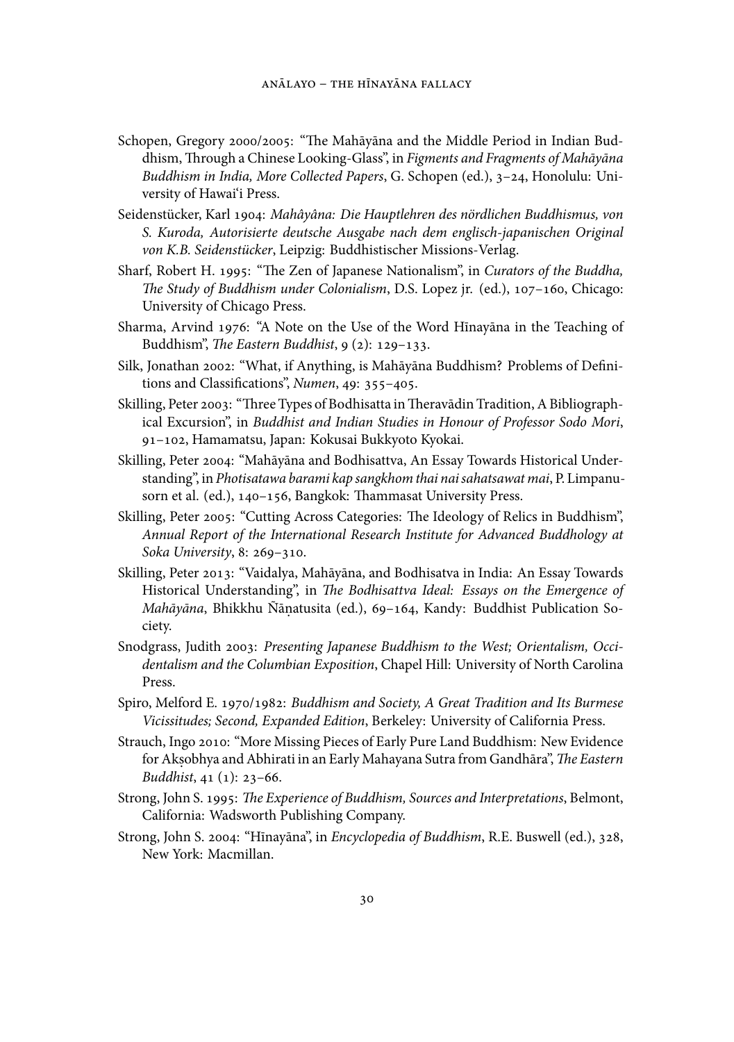Schopen, Gregory 2000/2005: "The Mahāyāna and the Middle Period in Indian Buddhism, Through a Chinese Looking-Glass", in *Figments and Fragments of Mahāyāna Buddhism in India, More Collected Papers*, G. Schopen (ed.), 3–24, Honolulu: University of Hawai'i Press.

Seidenstücker, Karl 1904: *Mahâyâna: Die Hauptlehren des nördlichen Buddhismus, von S. Kuroda, Autorisierte deutsche Ausgabe nach dem englisch-japanischen Original von K.B. Seidenstücker*, Leipzig: Buddhistischer Missions-Verlag.

Sharf, Robert H. 1995: "The Zen of Japanese Nationalism", in *Curators of the Buddha, The Study of Buddhism under Colonialism*, D.S. Lopez jr. (ed.), 107–160, Chicago: University of Chicago Press.

Sharma, Arvind 1976: "A Note on the Use of the Word Hīnayāna in the Teaching of Buddhism", *The Eastern Buddhist*, 9 (2): 129–133.

Silk, Jonathan 2002: "What, if Anything, is Mahāyāna Buddhism? Problems of Definitions and Classifications", *Numen*, 49: 355–405.

Skilling, Peter 2003: "Three Types of Bodhisatta in Theravādin Tradition, A Bibliographical Excursion", in *Buddhist and Indian Studies in Honour of Professor Sodo Mori*, 91–102, Hamamatsu, Japan: Kokusai Bukkyoto Kyokai.

Skilling, Peter 2004: "Mahāyāna and Bodhisattva, An Essay Towards Historical Understanding", in *Photisatawa barami kap sangkhom thai nai sahatsawat mai*, P. Limpanusorn et al. (ed.), 140–156, Bangkok: Thammasat University Press.

Skilling, Peter 2005: "Cutting Across Categories: The Ideology of Relics in Buddhism", *Annual Report of the International Research Institute for Advanced Buddhology at Soka University*, 8: 269–310.

Skilling, Peter 2013: "Vaidalya, Mahāyāna, and Bodhisatva in India: An Essay Towards Historical Understanding", in *The Bodhisattva Ideal: Essays on the Emergence of Mahāyāna*, Bhikkhu Ñāṇatusita (ed.), 69–164, Kandy: Buddhist Publication Society.

Snodgrass, Judith 2003: *Presenting Japanese Buddhism to the West; Orientalism, Occidentalism and the Columbian Exposition*, Chapel Hill: University of North Carolina Press.

Spiro, Melford E. 1970/1982: *Buddhism and Society, A Great Tradition and Its Burmese Vicissitudes; Second, Expanded Edition*, Berkeley: University of California Press.

Strauch, Ingo 2010: "More Missing Pieces of Early Pure Land Buddhism: New Evidence for Akṣobhya and Abhirati in an Early Mahayana Sutra from Gandhāra", *The Eastern Buddhist*, 41 (1): 23–66.

Strong, John S. 1995: *The Experience of Buddhism, Sources and Interpretations*, Belmont, California: Wadsworth Publishing Company.

Strong, John S. 2004: "Hīnayāna", in *Encyclopedia of Buddhism*, R.E. Buswell (ed.), 328, New York: Macmillan.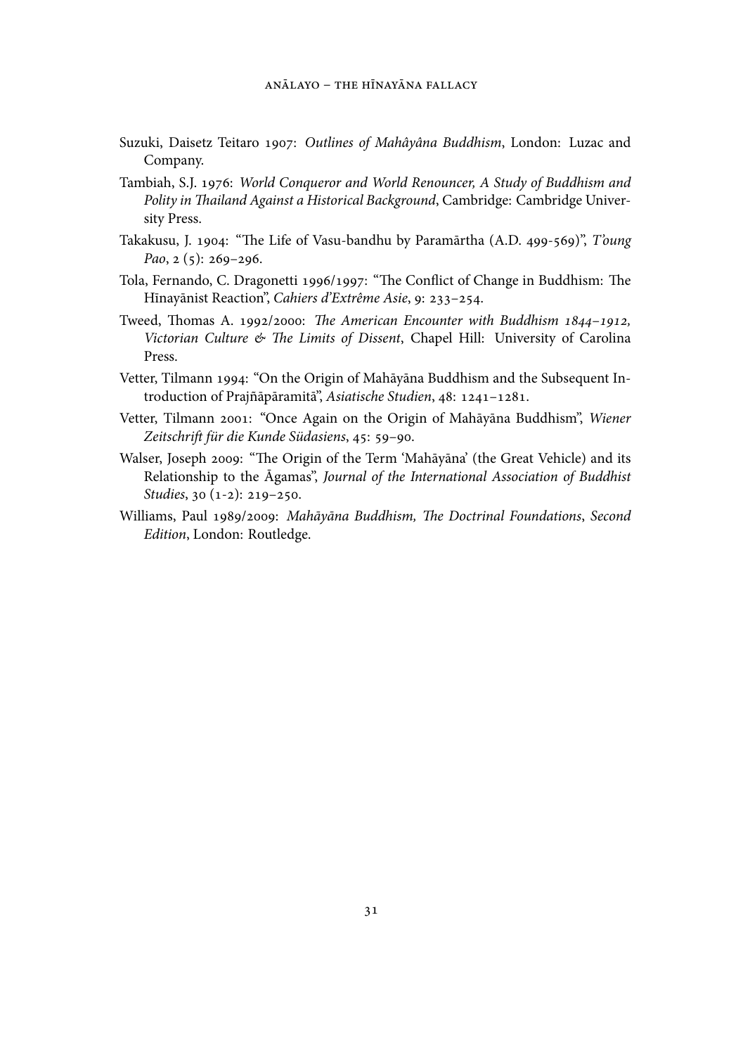Suzuki, Daisetz Teitaro 1907: *Outlines of Mahâyâna Buddhism*, London: Luzac and Company.

Tambiah, S.J. 1976: *World Conqueror and World Renouncer, A Study of Buddhism and Polity in Thailand Against a Historical Background*, Cambridge: Cambridge University Press.

Takakusu, J. 1904: "The Life of Vasu-bandhu by Paramārtha (A.D. 499-569)", *T'oung Pao*, 2 (5): 269–296.

Tola, Fernando, C. Dragonetti 1996/1997: "The Conflict of Change in Buddhism: The Hīnayānist Reaction", *Cahiers d'Extrême Asie*, 9: 233–254.

Tweed, Thomas A. 1992/2000: *The American Encounter with Buddhism 1844–1912, Victorian Culture & The Limits of Dissent*, Chapel Hill: University of Carolina Press.

Vetter, Tilmann 1994: "On the Origin of Mahāyāna Buddhism and the Subsequent Introduction of Prajñāpāramitā", *Asiatische Studien*, 48: 1241–1281.

Vetter, Tilmann 2001: "Once Again on the Origin of Mahāyāna Buddhism", *Wiener Zeitschrift für die Kunde Südasiens*, 45: 59–90.

Walser, Joseph 2009: "The Origin of the Term 'Mahāyāna' (the Great Vehicle) and its Relationship to the Āgamas", *Journal of the International Association of Buddhist Studies*, 30 (1-2): 219–250.

Williams, Paul 1989/2009: *Mahāyāna Buddhism, The Doctrinal Foundations*, *Second Edition*, London: Routledge.